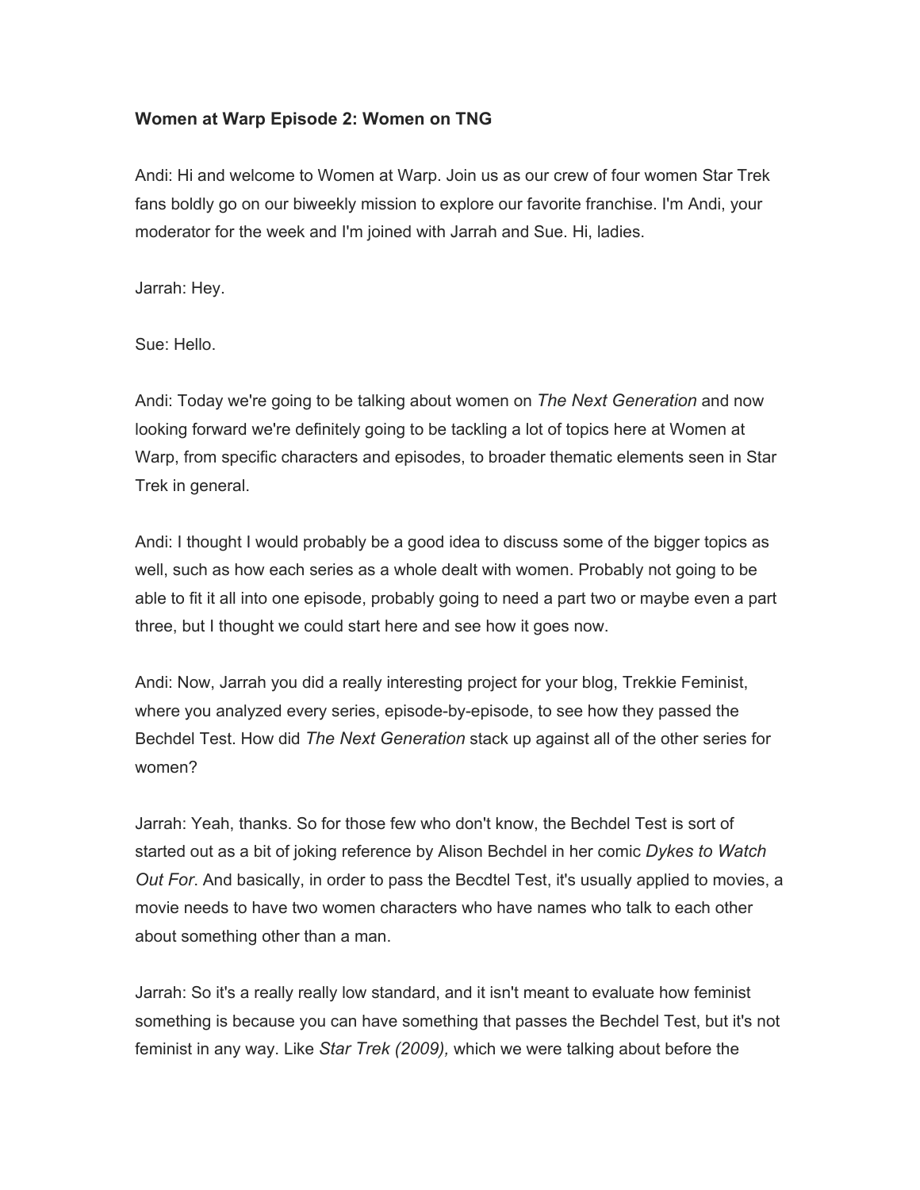**Women at Warp Episode 2: Women on TNG**

Andi: Hi and welcome to Women at Warp. Join us as our crew of four women Star Trek fans boldly go on our biweekly mission to explore our favorite franchise. I'm Andi, your moderator for the week and I'm joined with Jarrah and Sue. Hi, ladies.

Jarrah: Hey.

Sue: Hello.

Andi: Today we're going to be talking about women on *The Next Generation* and now looking forward we're definitely going to be tackling a lot of topics here at Women at Warp, from specific characters and episodes, to broader thematic elements seen in Star Trek in general.

Andi: I thought I would probably be a good idea to discuss some of the bigger topics as well, such as how each series as a whole dealt with women. Probably not going to be able to fit it all into one episode, probably going to need a part two or maybe even a part three, but I thought we could start here and see how it goes now.

Andi: Now, Jarrah you did a really interesting project for your blog, Trekkie Feminist, where you analyzed every series, episode-by-episode, to see how they passed the Bechdel Test. How did *The Next Generation* stack up against all of the other series for women?

Jarrah: Yeah, thanks. So for those few who don't know, the Bechdel Test is sort of started out as a bit of joking reference by Alison Bechdel in her comic *Dykes to Watch Out For*. And basically, in order to pass the Becdtel Test, it's usually applied to movies, a movie needs to have two women characters who have names who talk to each other about something other than a man.

Jarrah: So it's a really really low standard, and it isn't meant to evaluate how feminist something is because you can have something that passes the Bechdel Test, but it's not feminist in any way. Like *Star Trek (2009),* which we were talking about before the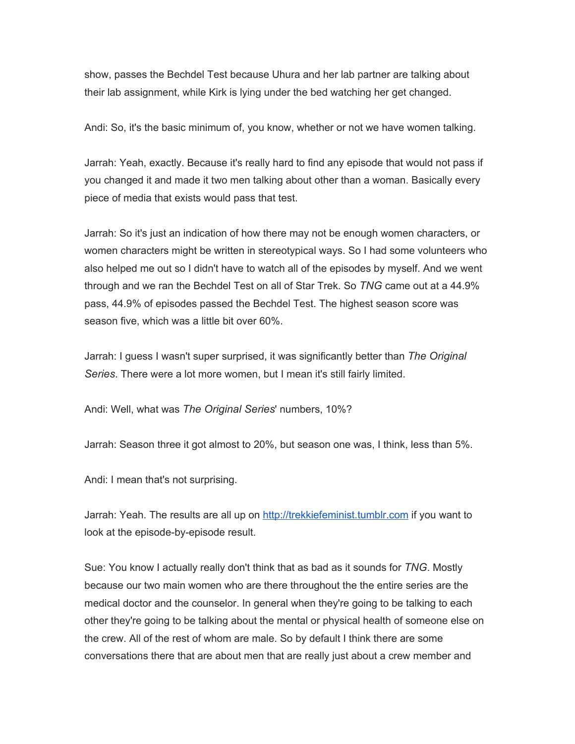show, passes the Bechdel Test because Uhura and her lab partner are talking about their lab assignment, while Kirk is lying under the bed watching her get changed.

Andi: So, it's the basic minimum of, you know, whether or not we have women talking.

Jarrah: Yeah, exactly. Because it's really hard to find any episode that would not pass if you changed it and made it two men talking about other than a woman. Basically every piece of media that exists would pass that test.

Jarrah: So it's just an indication of how there may not be enough women characters, or women characters might be written in stereotypical ways. So I had some volunteers who also helped me out so I didn't have to watch all of the episodes by myself. And we went through and we ran the Bechdel Test on all of Star Trek. So *TNG* came out at a 44.9% pass, 44.9% of episodes passed the Bechdel Test. The highest season score was season five, which was a little bit over 60%.

Jarrah: I guess I wasn't super surprised, it was significantly better than *The Original Series*. There were a lot more women, but I mean it's still fairly limited.

Andi: Well, what was *The Original Series*' numbers, 10%?

Jarrah: Season three it got almost to 20%, but season one was, I think, less than 5%.

Andi: I mean that's not surprising.

Jarrah: Yeah. The results are all up on [http://trekkiefeminist.tumblr.com](http://trekkiefeminist.tumblr.com) if you want to look at the episode-by-episode result.

Sue: You know I actually really don't think that as bad as it sounds for *TNG*. Mostly because our two main women who are there throughout the the entire series are the medical doctor and the counselor. In general when they're going to be talking to each other they're going to be talking about the mental or physical health of someone else on the crew. All of the rest of whom are male. So by default I think there are some conversations there that are about men that are really just about a crew member and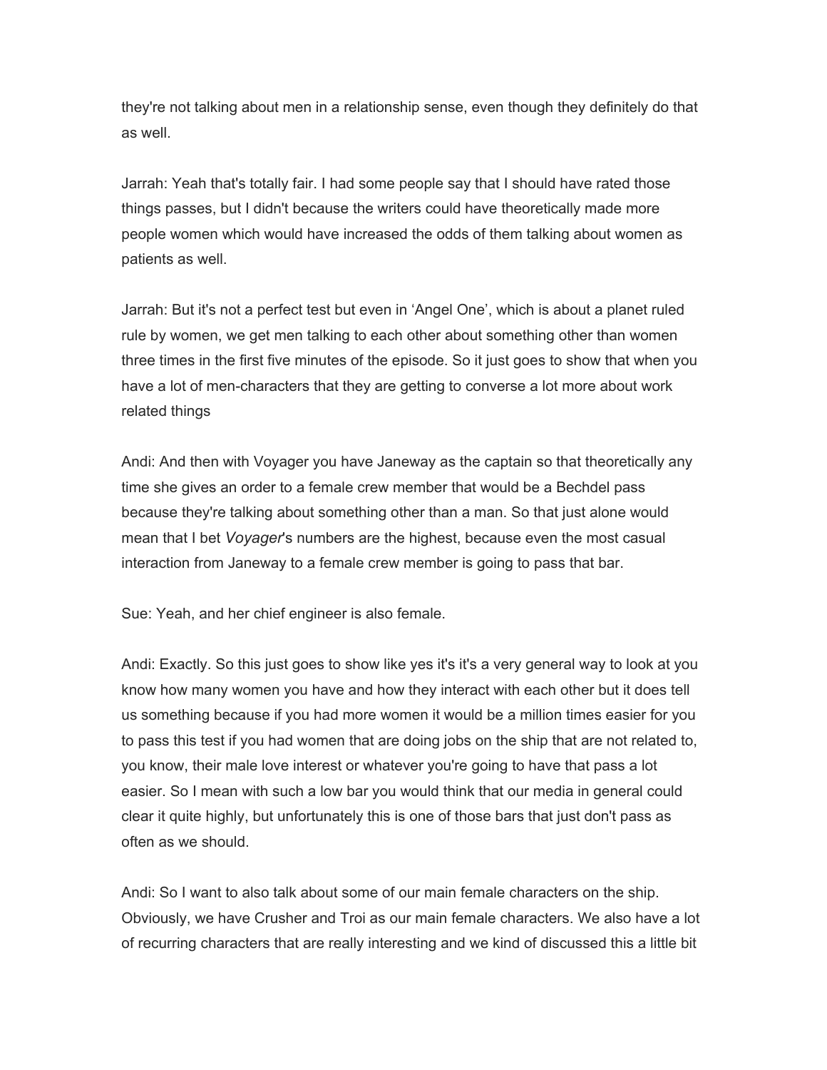they're not talking about men in a relationship sense, even though they definitely do that as well.

Jarrah: Yeah that's totally fair. I had some people say that I should have rated those things passes, but I didn't because the writers could have theoretically made more people women which would have increased the odds of them talking about women as patients as well.

Jarrah: But it's not a perfect test but even in 'Angel One', which is about a planet ruled rule by women, we get men talking to each other about something other than women three times in the first five minutes of the episode. So it just goes to show that when you have a lot of men-characters that they are getting to converse a lot more about work related things

Andi: And then with Voyager you have Janeway as the captain so that theoretically any time she gives an order to a female crew member that would be a Bechdel pass because they're talking about something other than a man. So that just alone would mean that I bet *Voyager*'s numbers are the highest, because even the most casual interaction from Janeway to a female crew member is going to pass that bar.

Sue: Yeah, and her chief engineer is also female.

Andi: Exactly. So this just goes to show like yes it's it's a very general way to look at you know how many women you have and how they interact with each other but it does tell us something because if you had more women it would be a million times easier for you to pass this test if you had women that are doing jobs on the ship that are not related to, you know, their male love interest or whatever you're going to have that pass a lot easier. So I mean with such a low bar you would think that our media in general could clear it quite highly, but unfortunately this is one of those bars that just don't pass as often as we should.

Andi: So I want to also talk about some of our main female characters on the ship. Obviously, we have Crusher and Troi as our main female characters. We also have a lot of recurring characters that are really interesting and we kind of discussed this a little bit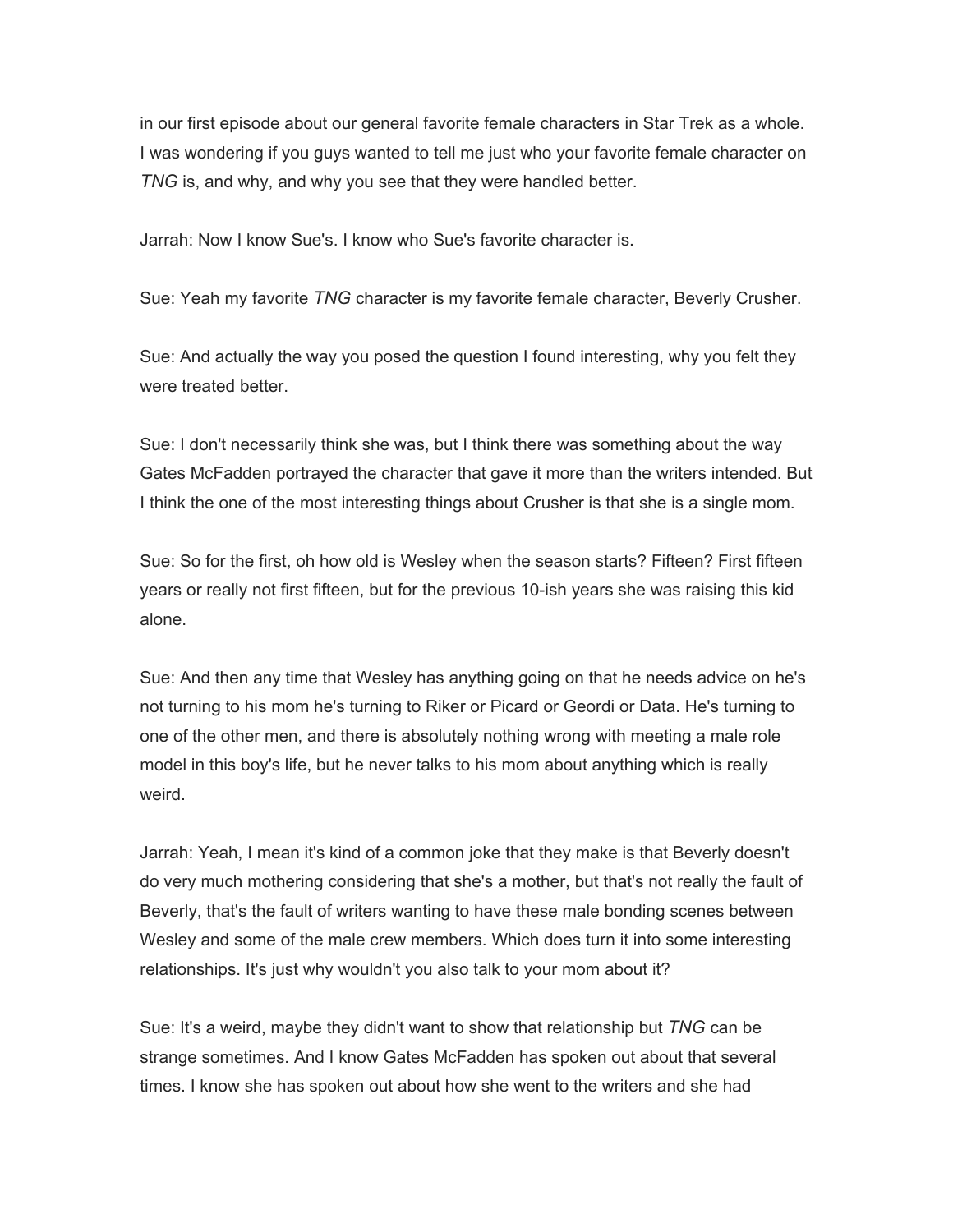in our first episode about our general favorite female characters in Star Trek as a whole. I was wondering if you guys wanted to tell me just who your favorite female character on *TNG* is, and why, and why you see that they were handled better.

Jarrah: Now I know Sue's. I know who Sue's favorite character is.

Sue: Yeah my favorite *TNG* character is my favorite female character, Beverly Crusher.

Sue: And actually the way you posed the question I found interesting, why you felt they were treated better.

Sue: I don't necessarily think she was, but I think there was something about the way Gates McFadden portrayed the character that gave it more than the writers intended. But I think the one of the most interesting things about Crusher is that she is a single mom.

Sue: So for the first, oh how old is Wesley when the season starts? Fifteen? First fifteen years or really not first fifteen, but for the previous 10-ish years she was raising this kid alone.

Sue: And then any time that Wesley has anything going on that he needs advice on he's not turning to his mom he's turning to Riker or Picard or Geordi or Data. He's turning to one of the other men, and there is absolutely nothing wrong with meeting a male role model in this boy's life, but he never talks to his mom about anything which is really weird.

Jarrah: Yeah, I mean it's kind of a common joke that they make is that Beverly doesn't do very much mothering considering that she's a mother, but that's not really the fault of Beverly, that's the fault of writers wanting to have these male bonding scenes between Wesley and some of the male crew members. Which does turn it into some interesting relationships. It's just why wouldn't you also talk to your mom about it?

Sue: It's a weird, maybe they didn't want to show that relationship but *TNG* can be strange sometimes. And I know Gates McFadden has spoken out about that several times. I know she has spoken out about how she went to the writers and she had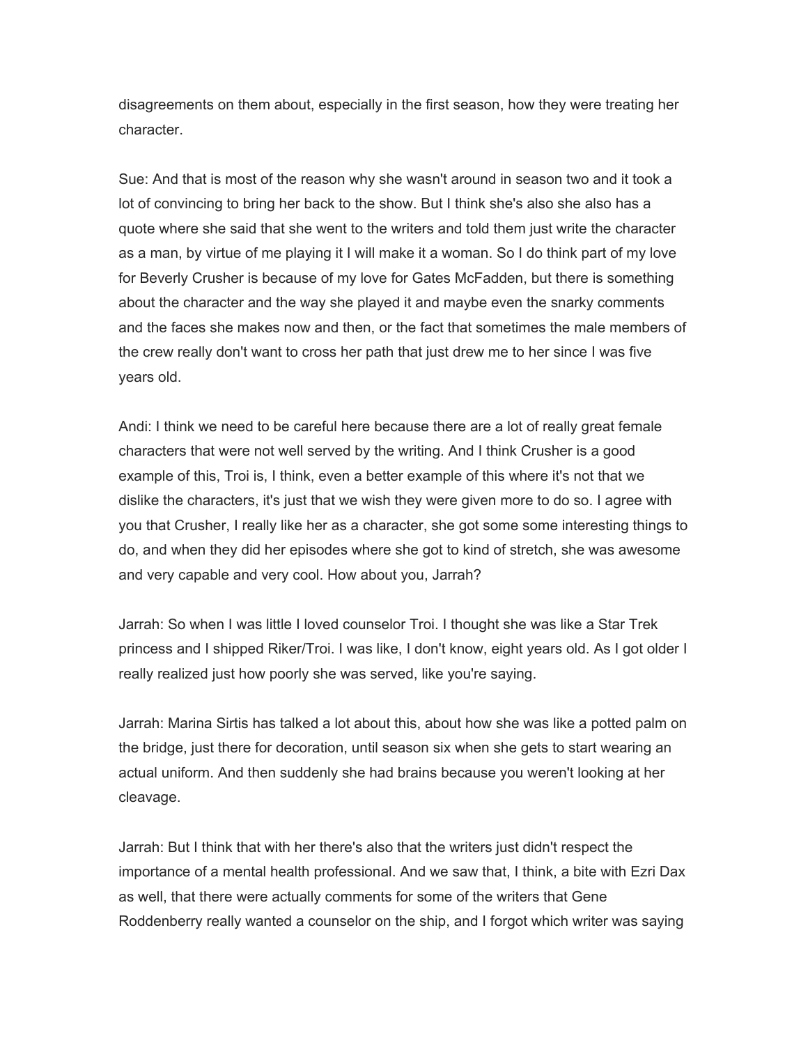disagreements on them about, especially in the first season, how they were treating her character.

Sue: And that is most of the reason why she wasn't around in season two and it took a lot of convincing to bring her back to the show. But I think she's also she also has a quote where she said that she went to the writers and told them just write the character as a man, by virtue of me playing it I will make it a woman. So I do think part of my love for Beverly Crusher is because of my love for Gates McFadden, but there is something about the character and the way she played it and maybe even the snarky comments and the faces she makes now and then, or the fact that sometimes the male members of the crew really don't want to cross her path that just drew me to her since I was five years old.

Andi: I think we need to be careful here because there are a lot of really great female characters that were not well served by the writing. And I think Crusher is a good example of this, Troi is, I think, even a better example of this where it's not that we dislike the characters, it's just that we wish they were given more to do so. I agree with you that Crusher, I really like her as a character, she got some some interesting things to do, and when they did her episodes where she got to kind of stretch, she was awesome and very capable and very cool. How about you, Jarrah?

Jarrah: So when I was little I loved counselor Troi. I thought she was like a Star Trek princess and I shipped Riker/Troi. I was like, I don't know, eight years old. As I got older I really realized just how poorly she was served, like you're saying.

Jarrah: Marina Sirtis has talked a lot about this, about how she was like a potted palm on the bridge, just there for decoration, until season six when she gets to start wearing an actual uniform. And then suddenly she had brains because you weren't looking at her cleavage.

Jarrah: But I think that with her there's also that the writers just didn't respect the importance of a mental health professional. And we saw that, I think, a bite with Ezri Dax as well, that there were actually comments for some of the writers that Gene Roddenberry really wanted a counselor on the ship, and I forgot which writer was saying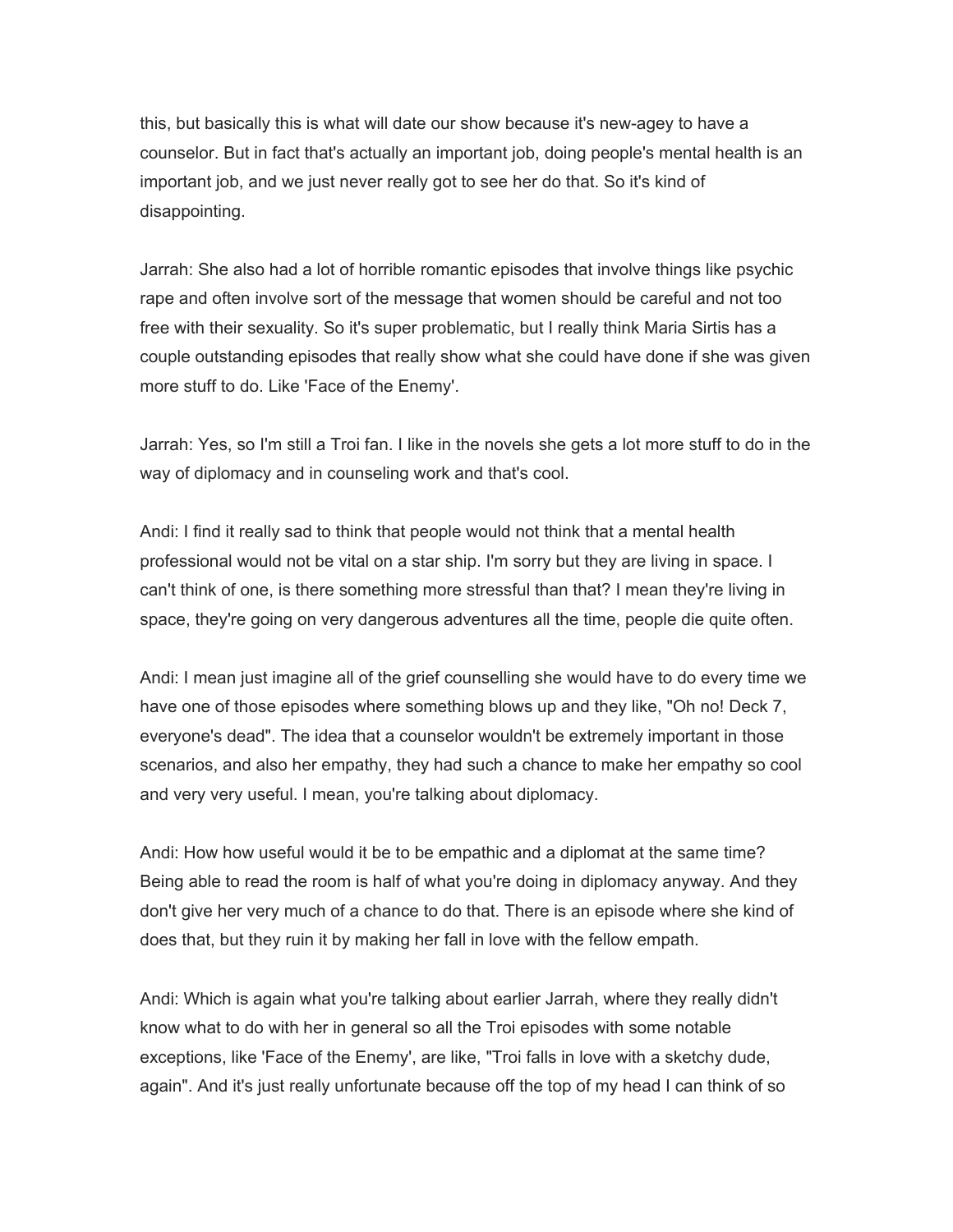this, but basically this is what will date our show because it's new-agey to have a counselor. But in fact that's actually an important job, doing people's mental health is an important job, and we just never really got to see her do that. So it's kind of disappointing.

Jarrah: She also had a lot of horrible romantic episodes that involve things like psychic rape and often involve sort of the message that women should be careful and not too free with their sexuality. So it's super problematic, but I really think Maria Sirtis has a couple outstanding episodes that really show what she could have done if she was given more stuff to do. Like 'Face of the Enemy'.

Jarrah: Yes, so I'm still a Troi fan. I like in the novels she gets a lot more stuff to do in the way of diplomacy and in counseling work and that's cool.

Andi: I find it really sad to think that people would not think that a mental health professional would not be vital on a star ship. I'm sorry but they are living in space. I can't think of one, is there something more stressful than that? I mean they're living in space, they're going on very dangerous adventures all the time, people die quite often.

Andi: I mean just imagine all of the grief counselling she would have to do every time we have one of those episodes where something blows up and they like, "Oh no! Deck 7, everyone's dead". The idea that a counselor wouldn't be extremely important in those scenarios, and also her empathy, they had such a chance to make her empathy so cool and very very useful. I mean, you're talking about diplomacy.

Andi: How how useful would it be to be empathic and a diplomat at the same time? Being able to read the room is half of what you're doing in diplomacy anyway. And they don't give her very much of a chance to do that. There is an episode where she kind of does that, but they ruin it by making her fall in love with the fellow empath.

Andi: Which is again what you're talking about earlier Jarrah, where they really didn't know what to do with her in general so all the Troi episodes with some notable exceptions, like 'Face of the Enemy', are like, "Troi falls in love with a sketchy dude, again". And it's just really unfortunate because off the top of my head I can think of so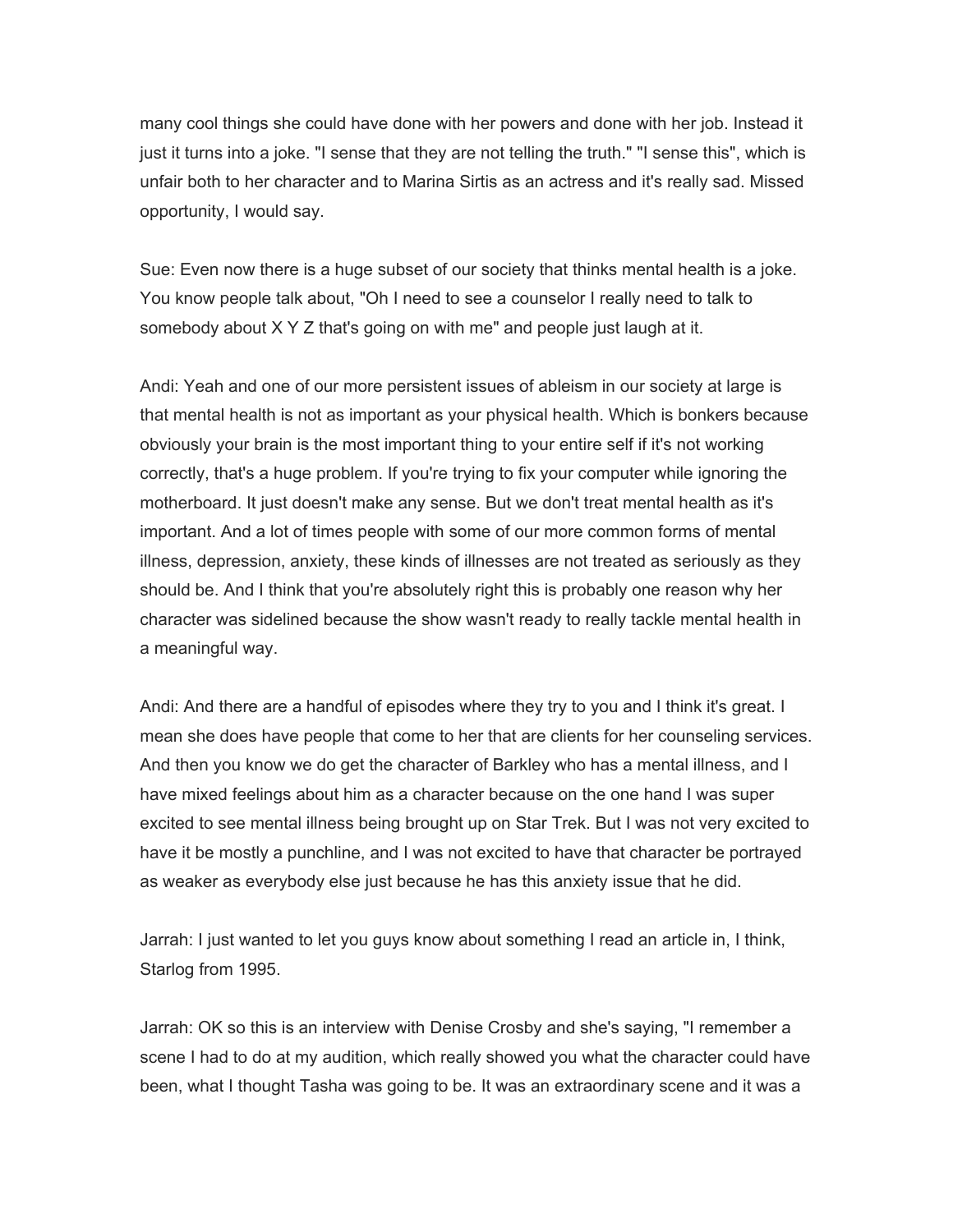many cool things she could have done with her powers and done with her job. Instead it just it turns into a joke. "I sense that they are not telling the truth." "I sense this", which is unfair both to her character and to Marina Sirtis as an actress and it's really sad. Missed opportunity, I would say.

Sue: Even now there is a huge subset of our society that thinks mental health is a joke. You know people talk about, "Oh I need to see a counselor I really need to talk to somebody about X Y Z that's going on with me" and people just laugh at it.

Andi: Yeah and one of our more persistent issues of ableism in our society at large is that mental health is not as important as your physical health. Which is bonkers because obviously your brain is the most important thing to your entire self if it's not working correctly, that's a huge problem. If you're trying to fix your computer while ignoring the motherboard. It just doesn't make any sense. But we don't treat mental health as it's important. And a lot of times people with some of our more common forms of mental illness, depression, anxiety, these kinds of illnesses are not treated as seriously as they should be. And I think that you're absolutely right this is probably one reason why her character was sidelined because the show wasn't ready to really tackle mental health in a meaningful way.

Andi: And there are a handful of episodes where they try to you and I think it's great. I mean she does have people that come to her that are clients for her counseling services. And then you know we do get the character of Barkley who has a mental illness, and I have mixed feelings about him as a character because on the one hand I was super excited to see mental illness being brought up on Star Trek. But I was not very excited to have it be mostly a punchline, and I was not excited to have that character be portrayed as weaker as everybody else just because he has this anxiety issue that he did.

Jarrah: I just wanted to let you guys know about something I read an article in, I think, Starlog from 1995.

Jarrah: OK so this is an interview with Denise Crosby and she's saying, "I remember a scene I had to do at my audition, which really showed you what the character could have been, what I thought Tasha was going to be. It was an extraordinary scene and it was a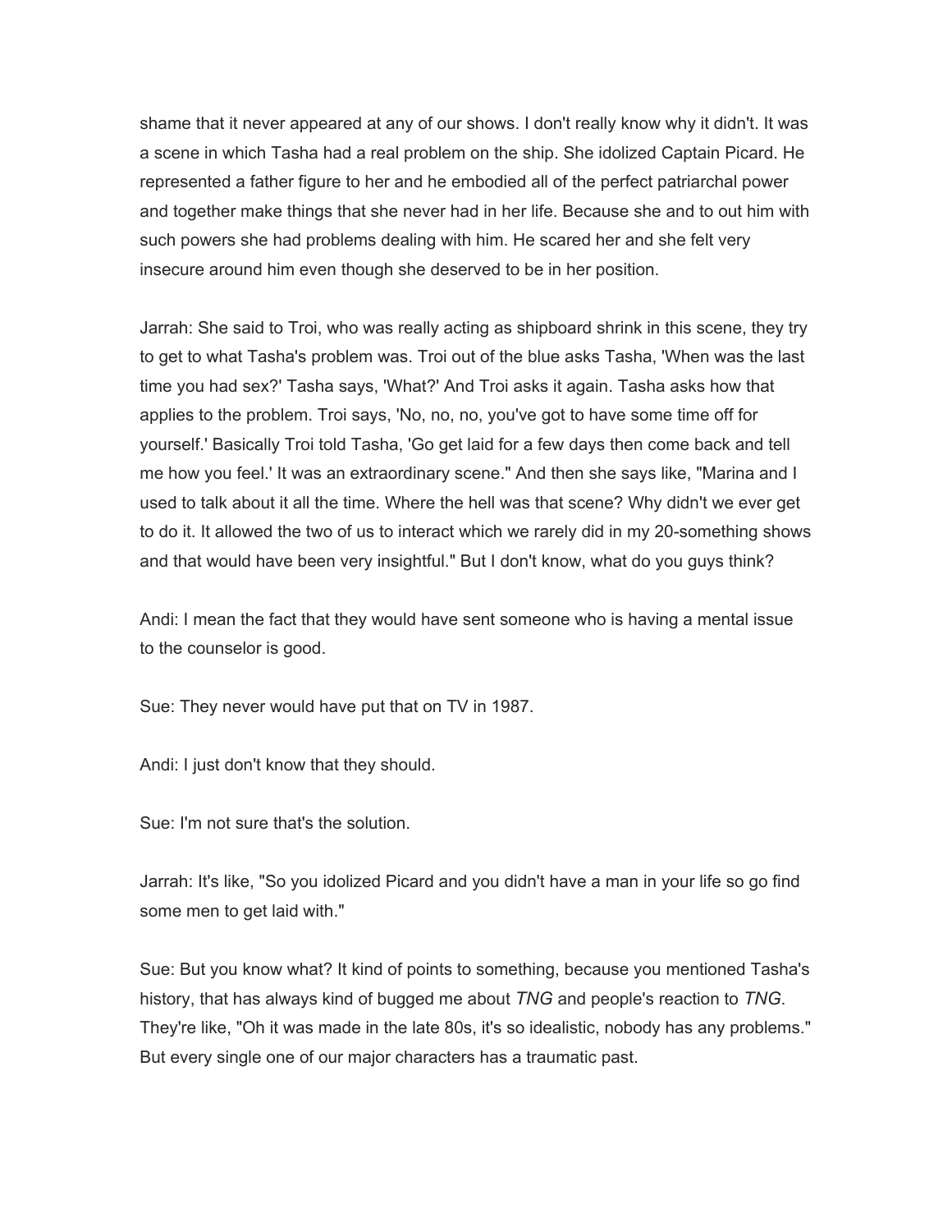shame that it never appeared at any of our shows. I don't really know why it didn't. It was a scene in which Tasha had a real problem on the ship. She idolized Captain Picard. He represented a father figure to her and he embodied all of the perfect patriarchal power and together make things that she never had in her life. Because she and to out him with such powers she had problems dealing with him. He scared her and she felt very insecure around him even though she deserved to be in her position.

Jarrah: She said to Troi, who was really acting as shipboard shrink in this scene, they try to get to what Tasha's problem was. Troi out of the blue asks Tasha, 'When was the last time you had sex?' Tasha says, 'What?' And Troi asks it again. Tasha asks how that applies to the problem. Troi says, 'No, no, no, you've got to have some time off for yourself.' Basically Troi told Tasha, 'Go get laid for a few days then come back and tell me how you feel.' It was an extraordinary scene." And then she says like, "Marina and I used to talk about it all the time. Where the hell was that scene? Why didn't we ever get to do it. It allowed the two of us to interact which we rarely did in my 20-something shows and that would have been very insightful." But I don't know, what do you guys think?

Andi: I mean the fact that they would have sent someone who is having a mental issue to the counselor is good.

Sue: They never would have put that on TV in 1987.

Andi: I just don't know that they should.

Sue: I'm not sure that's the solution.

Jarrah: It's like, "So you idolized Picard and you didn't have a man in your life so go find some men to get laid with."

Sue: But you know what? It kind of points to something, because you mentioned Tasha's history, that has always kind of bugged me about *TNG* and people's reaction to *TNG*. They're like, "Oh it was made in the late 80s, it's so idealistic, nobody has any problems." But every single one of our major characters has a traumatic past.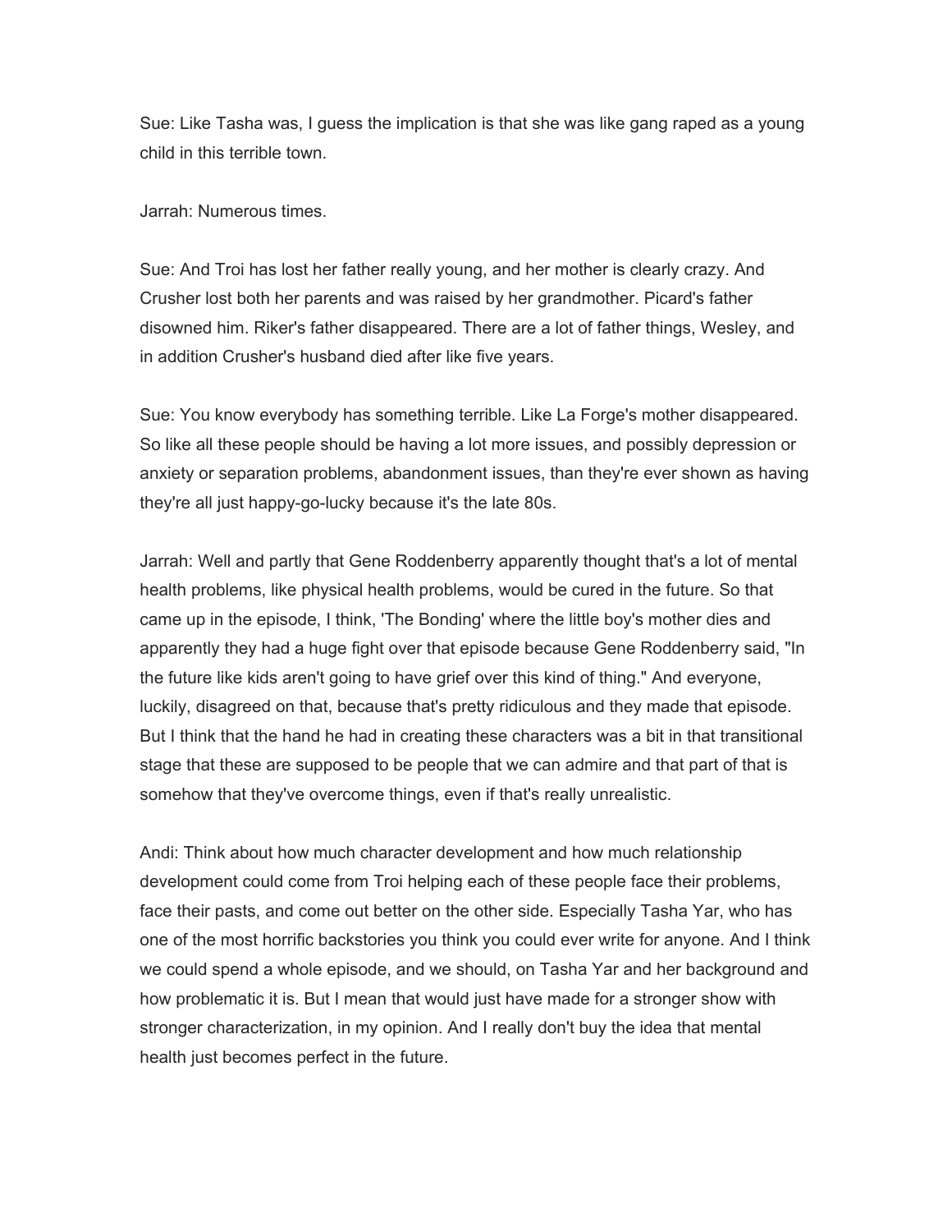Sue: Like Tasha was, I guess the implication is that she was like gang raped as a young child in this terrible town.

Jarrah: Numerous times.

Sue: And Troi has lost her father really young, and her mother is clearly crazy. And Crusher lost both her parents and was raised by her grandmother. Picard's father disowned him. Riker's father disappeared. There are a lot of father things, Wesley, and in addition Crusher's husband died after like five years.

Sue: You know everybody has something terrible. Like La Forge's mother disappeared. So like all these people should be having a lot more issues, and possibly depression or anxiety or separation problems, abandonment issues, than they're ever shown as having they're all just happy-go-lucky because it's the late 80s.

Jarrah: Well and partly that Gene Roddenberry apparently thought that's a lot of mental health problems, like physical health problems, would be cured in the future. So that came up in the episode, I think, 'The Bonding' where the little boy's mother dies and apparently they had a huge fight over that episode because Gene Roddenberry said, "In the future like kids aren't going to have grief over this kind of thing." And everyone, luckily, disagreed on that, because that's pretty ridiculous and they made that episode. But I think that the hand he had in creating these characters was a bit in that transitional stage that these are supposed to be people that we can admire and that part of that is somehow that they've overcome things, even if that's really unrealistic.

Andi: Think about how much character development and how much relationship development could come from Troi helping each of these people face their problems, face their pasts, and come out better on the other side. Especially Tasha Yar, who has one of the most horrific backstories you think you could ever write for anyone. And I think we could spend a whole episode, and we should, on Tasha Yar and her background and how problematic it is. But I mean that would just have made for a stronger show with stronger characterization, in my opinion. And I really don't buy the idea that mental health just becomes perfect in the future.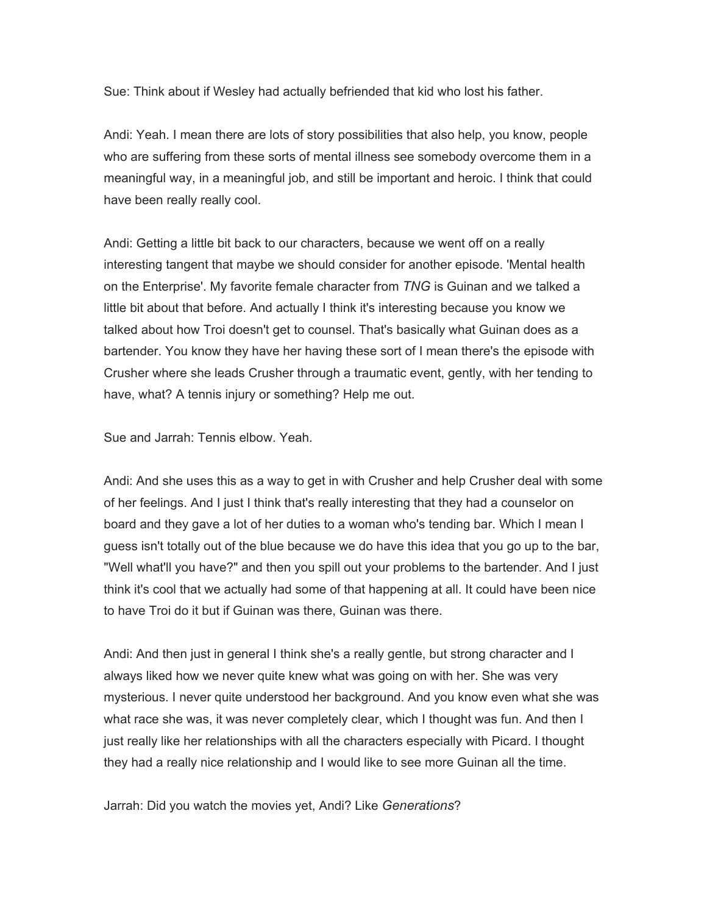Sue: Think about if Wesley had actually befriended that kid who lost his father.

Andi: Yeah. I mean there are lots of story possibilities that also help, you know, people who are suffering from these sorts of mental illness see somebody overcome them in a meaningful way, in a meaningful job, and still be important and heroic. I think that could have been really really cool.

Andi: Getting a little bit back to our characters, because we went off on a really interesting tangent that maybe we should consider for another episode. 'Mental health on the Enterprise'. My favorite female character from *TNG* is Guinan and we talked a little bit about that before. And actually I think it's interesting because you know we talked about how Troi doesn't get to counsel. That's basically what Guinan does as a bartender. You know they have her having these sort of I mean there's the episode with Crusher where she leads Crusher through a traumatic event, gently, with her tending to have, what? A tennis injury or something? Help me out.

Sue and Jarrah: Tennis elbow. Yeah.

Andi: And she uses this as a way to get in with Crusher and help Crusher deal with some of her feelings. And I just I think that's really interesting that they had a counselor on board and they gave a lot of her duties to a woman who's tending bar. Which I mean I guess isn't totally out of the blue because we do have this idea that you go up to the bar, "Well what'll you have?" and then you spill out your problems to the bartender. And I just think it's cool that we actually had some of that happening at all. It could have been nice to have Troi do it but if Guinan was there, Guinan was there.

Andi: And then just in general I think she's a really gentle, but strong character and I always liked how we never quite knew what was going on with her. She was very mysterious. I never quite understood her background. And you know even what she was what race she was, it was never completely clear, which I thought was fun. And then I just really like her relationships with all the characters especially with Picard. I thought they had a really nice relationship and I would like to see more Guinan all the time.

Jarrah: Did you watch the movies yet, Andi? Like *Generations*?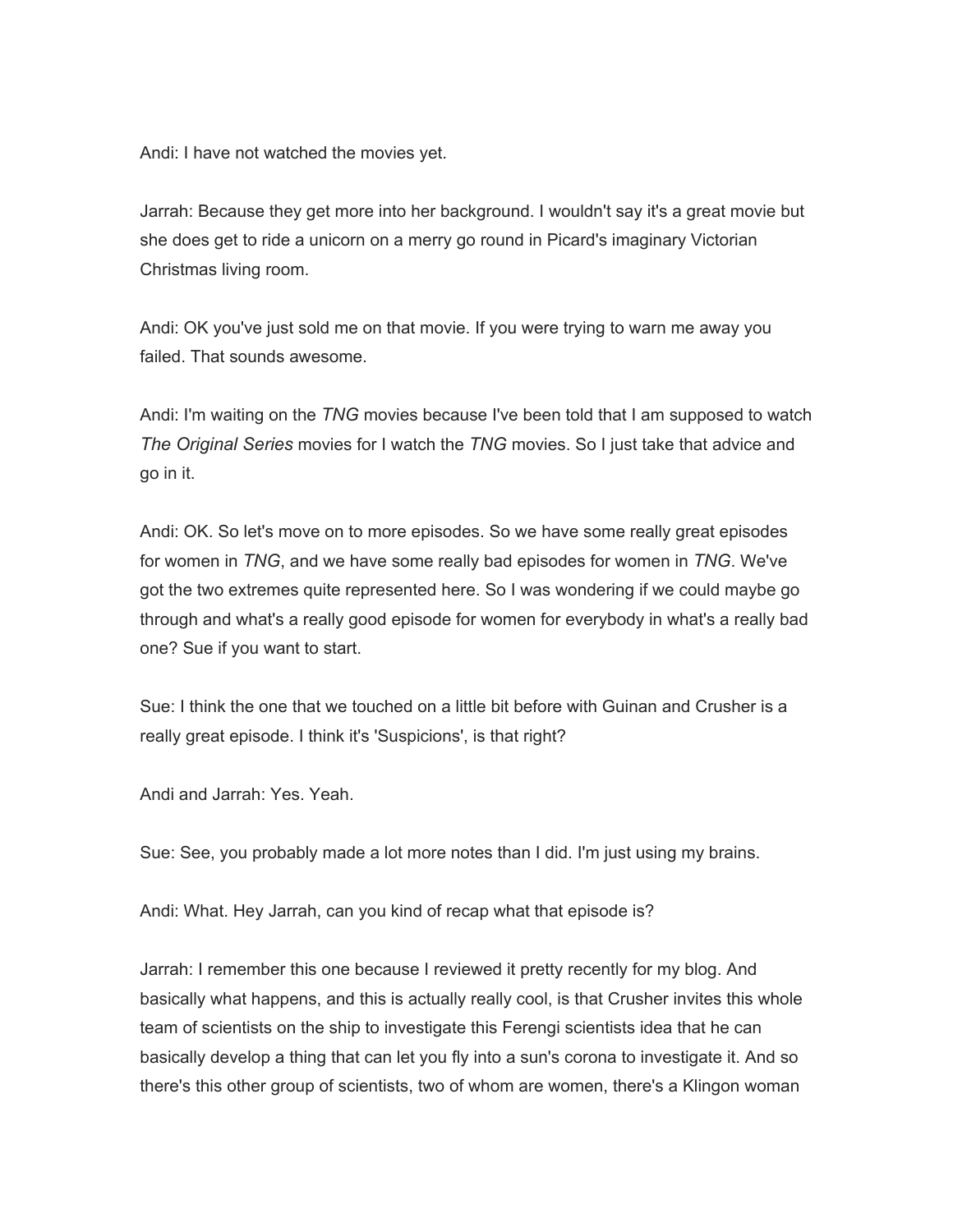Andi: I have not watched the movies yet.

Jarrah: Because they get more into her background. I wouldn't say it's a great movie but she does get to ride a unicorn on a merry go round in Picard's imaginary Victorian Christmas living room.

Andi: OK you've just sold me on that movie. If you were trying to warn me away you failed. That sounds awesome.

Andi: I'm waiting on the *TNG* movies because I've been told that I am supposed to watch *The Original Series* movies for I watch the *TNG* movies. So I just take that advice and go in it.

Andi: OK. So let's move on to more episodes. So we have some really great episodes for women in *TNG*, and we have some really bad episodes for women in *TNG*. We've got the two extremes quite represented here. So I was wondering if we could maybe go through and what's a really good episode for women for everybody in what's a really bad one? Sue if you want to start.

Sue: I think the one that we touched on a little bit before with Guinan and Crusher is a really great episode. I think it's 'Suspicions', is that right?

Andi and Jarrah: Yes. Yeah.

Sue: See, you probably made a lot more notes than I did. I'm just using my brains.

Andi: What. Hey Jarrah, can you kind of recap what that episode is?

Jarrah: I remember this one because I reviewed it pretty recently for my blog. And basically what happens, and this is actually really cool, is that Crusher invites this whole team of scientists on the ship to investigate this Ferengi scientists idea that he can basically develop a thing that can let you fly into a sun's corona to investigate it. And so there's this other group of scientists, two of whom are women, there's a Klingon woman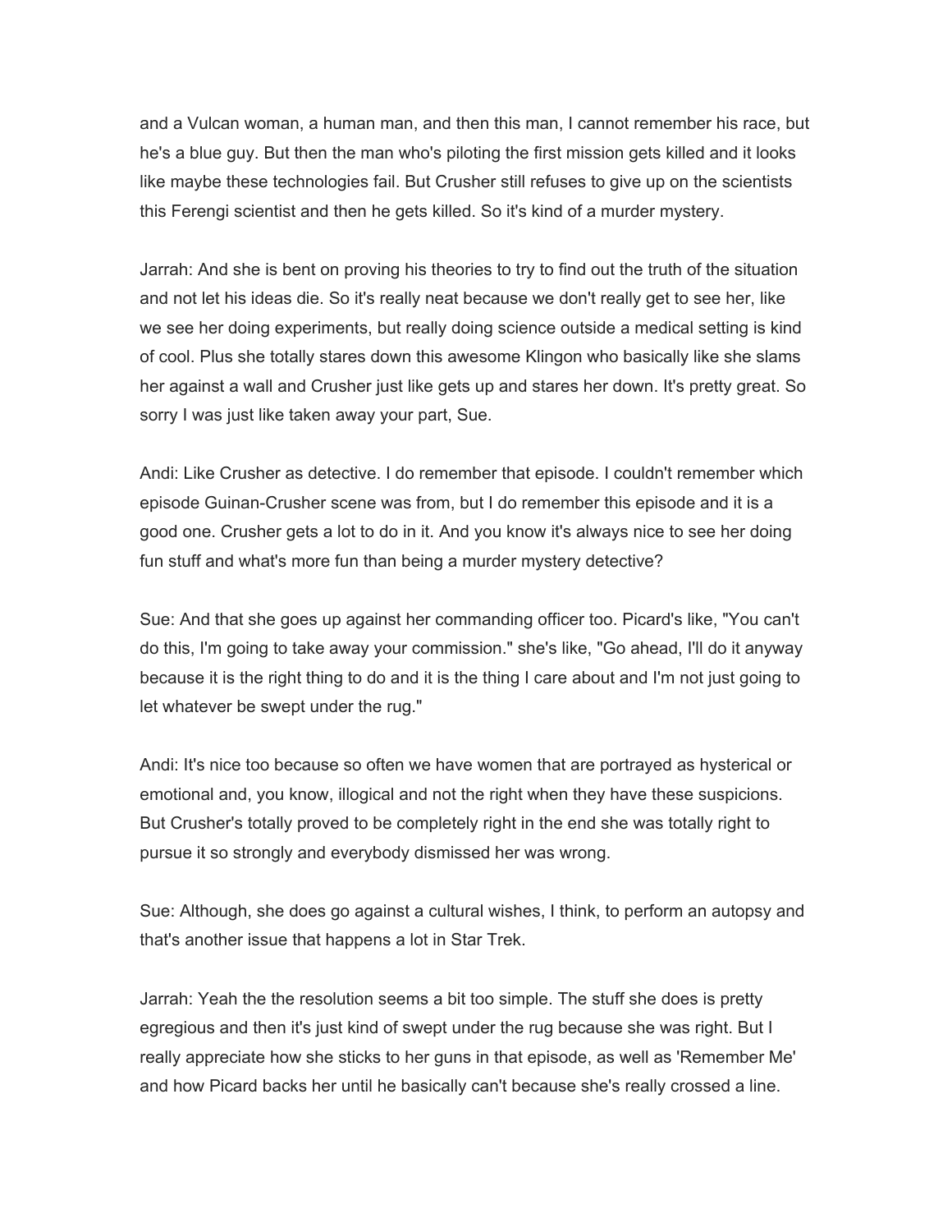and a Vulcan woman, a human man, and then this man, I cannot remember his race, but he's a blue guy. But then the man who's piloting the first mission gets killed and it looks like maybe these technologies fail. But Crusher still refuses to give up on the scientists this Ferengi scientist and then he gets killed. So it's kind of a murder mystery.

Jarrah: And she is bent on proving his theories to try to find out the truth of the situation and not let his ideas die. So it's really neat because we don't really get to see her, like we see her doing experiments, but really doing science outside a medical setting is kind of cool. Plus she totally stares down this awesome Klingon who basically like she slams her against a wall and Crusher just like gets up and stares her down. It's pretty great. So sorry I was just like taken away your part, Sue.

Andi: Like Crusher as detective. I do remember that episode. I couldn't remember which episode Guinan-Crusher scene was from, but I do remember this episode and it is a good one. Crusher gets a lot to do in it. And you know it's always nice to see her doing fun stuff and what's more fun than being a murder mystery detective?

Sue: And that she goes up against her commanding officer too. Picard's like, "You can't do this, I'm going to take away your commission." she's like, "Go ahead, I'll do it anyway because it is the right thing to do and it is the thing I care about and I'm not just going to let whatever be swept under the rug."

Andi: It's nice too because so often we have women that are portrayed as hysterical or emotional and, you know, illogical and not the right when they have these suspicions. But Crusher's totally proved to be completely right in the end she was totally right to pursue it so strongly and everybody dismissed her was wrong.

Sue: Although, she does go against a cultural wishes, I think, to perform an autopsy and that's another issue that happens a lot in Star Trek.

Jarrah: Yeah the the resolution seems a bit too simple. The stuff she does is pretty egregious and then it's just kind of swept under the rug because she was right. But I really appreciate how she sticks to her guns in that episode, as well as 'Remember Me' and how Picard backs her until he basically can't because she's really crossed a line.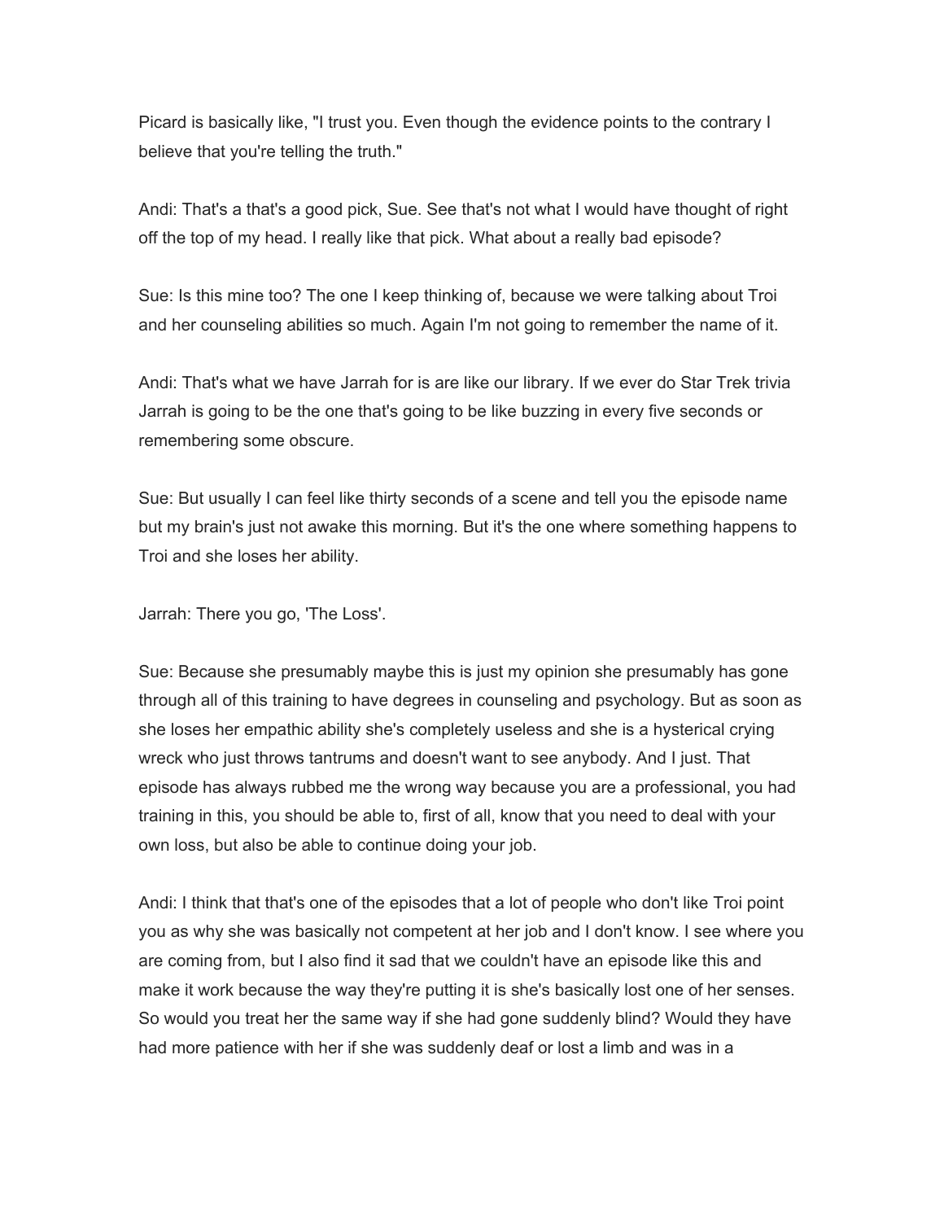Picard is basically like, "I trust you. Even though the evidence points to the contrary I believe that you're telling the truth."

Andi: That's a that's a good pick, Sue. See that's not what I would have thought of right off the top of my head. I really like that pick. What about a really bad episode?

Sue: Is this mine too? The one I keep thinking of, because we were talking about Troi and her counseling abilities so much. Again I'm not going to remember the name of it.

Andi: That's what we have Jarrah for is are like our library. If we ever do Star Trek trivia Jarrah is going to be the one that's going to be like buzzing in every five seconds or remembering some obscure.

Sue: But usually I can feel like thirty seconds of a scene and tell you the episode name but my brain's just not awake this morning. But it's the one where something happens to Troi and she loses her ability.

Jarrah: There you go, 'The Loss'.

Sue: Because she presumably maybe this is just my opinion she presumably has gone through all of this training to have degrees in counseling and psychology. But as soon as she loses her empathic ability she's completely useless and she is a hysterical crying wreck who just throws tantrums and doesn't want to see anybody. And I just. That episode has always rubbed me the wrong way because you are a professional, you had training in this, you should be able to, first of all, know that you need to deal with your own loss, but also be able to continue doing your job.

Andi: I think that that's one of the episodes that a lot of people who don't like Troi point you as why she was basically not competent at her job and I don't know. I see where you are coming from, but I also find it sad that we couldn't have an episode like this and make it work because the way they're putting it is she's basically lost one of her senses. So would you treat her the same way if she had gone suddenly blind? Would they have had more patience with her if she was suddenly deaf or lost a limb and was in a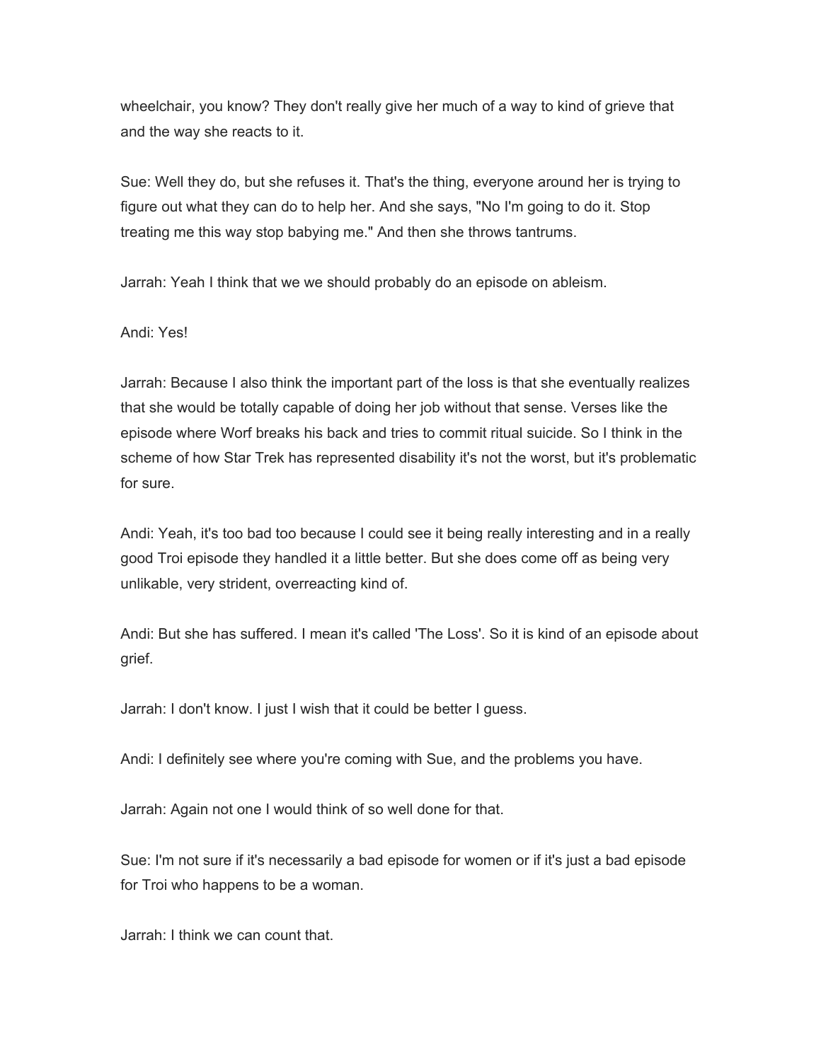wheelchair, you know? They don't really give her much of a way to kind of grieve that and the way she reacts to it.

Sue: Well they do, but she refuses it. That's the thing, everyone around her is trying to figure out what they can do to help her. And she says, "No I'm going to do it. Stop treating me this way stop babying me." And then she throws tantrums.

Jarrah: Yeah I think that we we should probably do an episode on ableism.

Andi: Yes!

Jarrah: Because I also think the important part of the loss is that she eventually realizes that she would be totally capable of doing her job without that sense. Verses like the episode where Worf breaks his back and tries to commit ritual suicide. So I think in the scheme of how Star Trek has represented disability it's not the worst, but it's problematic for sure.

Andi: Yeah, it's too bad too because I could see it being really interesting and in a really good Troi episode they handled it a little better. But she does come off as being very unlikable, very strident, overreacting kind of.

Andi: But she has suffered. I mean it's called 'The Loss'. So it is kind of an episode about grief.

Jarrah: I don't know. I just I wish that it could be better I guess.

Andi: I definitely see where you're coming with Sue, and the problems you have.

Jarrah: Again not one I would think of so well done for that.

Sue: I'm not sure if it's necessarily a bad episode for women or if it's just a bad episode for Troi who happens to be a woman.

Jarrah: I think we can count that.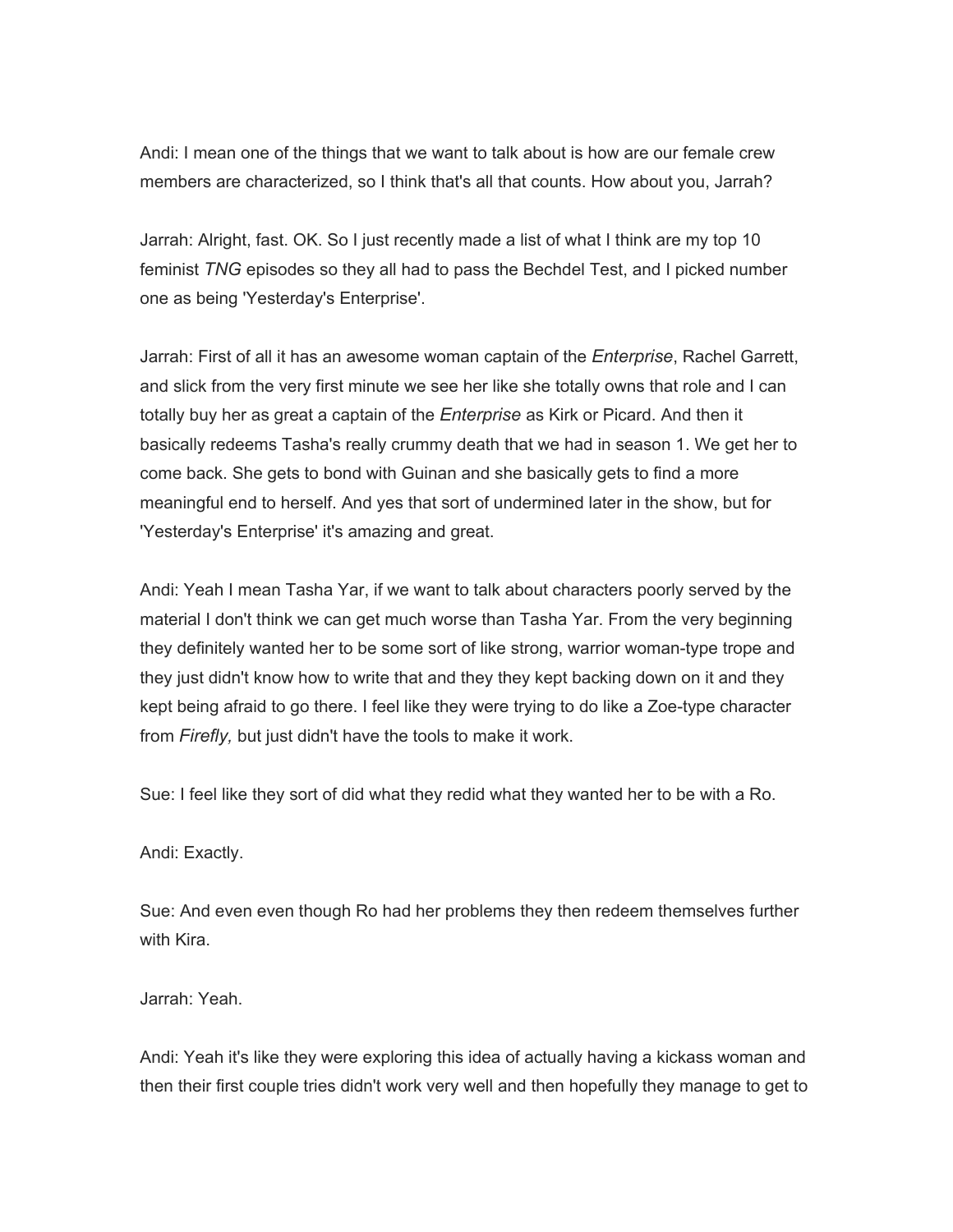Andi: I mean one of the things that we want to talk about is how are our female crew members are characterized, so I think that's all that counts. How about you, Jarrah?

Jarrah: Alright, fast. OK. So I just recently made a list of what I think are my top 10 feminist *TNG* episodes so they all had to pass the Bechdel Test, and I picked number one as being 'Yesterday's Enterprise'.

Jarrah: First of all it has an awesome woman captain of the *Enterprise*, Rachel Garrett, and slick from the very first minute we see her like she totally owns that role and I can totally buy her as great a captain of the *Enterprise* as Kirk or Picard. And then it basically redeems Tasha's really crummy death that we had in season 1. We get her to come back. She gets to bond with Guinan and she basically gets to find a more meaningful end to herself. And yes that sort of undermined later in the show, but for 'Yesterday's Enterprise' it's amazing and great.

Andi: Yeah I mean Tasha Yar, if we want to talk about characters poorly served by the material I don't think we can get much worse than Tasha Yar. From the very beginning they definitely wanted her to be some sort of like strong, warrior woman-type trope and they just didn't know how to write that and they they kept backing down on it and they kept being afraid to go there. I feel like they were trying to do like a Zoe-type character from *Firefly,* but just didn't have the tools to make it work.

Sue: I feel like they sort of did what they redid what they wanted her to be with a Ro.

Andi: Exactly.

Sue: And even even though Ro had her problems they then redeem themselves further with Kira.

Jarrah: Yeah.

Andi: Yeah it's like they were exploring this idea of actually having a kickass woman and then their first couple tries didn't work very well and then hopefully they manage to get to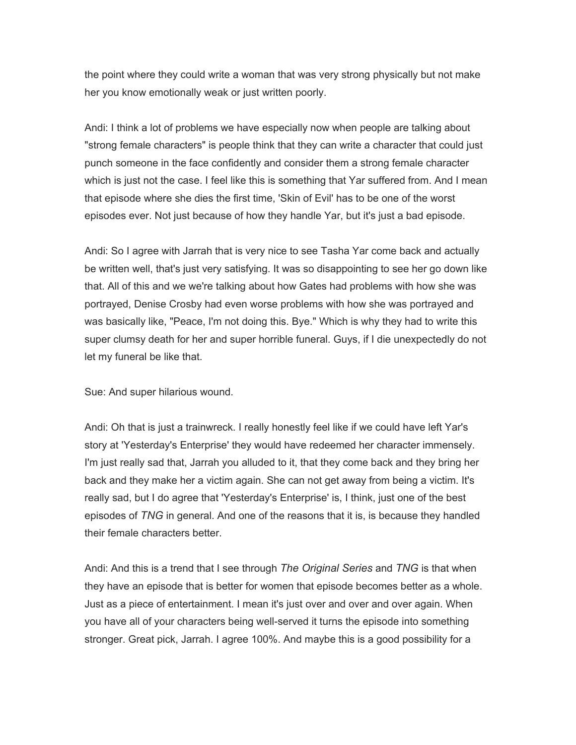the point where they could write a woman that was very strong physically but not make her you know emotionally weak or just written poorly.

Andi: I think a lot of problems we have especially now when people are talking about "strong female characters" is people think that they can write a character that could just punch someone in the face confidently and consider them a strong female character which is just not the case. I feel like this is something that Yar suffered from. And I mean that episode where she dies the first time, 'Skin of Evil' has to be one of the worst episodes ever. Not just because of how they handle Yar, but it's just a bad episode.

Andi: So I agree with Jarrah that is very nice to see Tasha Yar come back and actually be written well, that's just very satisfying. It was so disappointing to see her go down like that. All of this and we we're talking about how Gates had problems with how she was portrayed, Denise Crosby had even worse problems with how she was portrayed and was basically like, "Peace, I'm not doing this. Bye." Which is why they had to write this super clumsy death for her and super horrible funeral. Guys, if I die unexpectedly do not let my funeral be like that.

Sue: And super hilarious wound.

Andi: Oh that is just a trainwreck. I really honestly feel like if we could have left Yar's story at 'Yesterday's Enterprise' they would have redeemed her character immensely. I'm just really sad that, Jarrah you alluded to it, that they come back and they bring her back and they make her a victim again. She can not get away from being a victim. It's really sad, but I do agree that 'Yesterday's Enterprise' is, I think, just one of the best episodes of *TNG* in general. And one of the reasons that it is, is because they handled their female characters better.

Andi: And this is a trend that I see through *The Original Series* and *TNG* is that when they have an episode that is better for women that episode becomes better as a whole. Just as a piece of entertainment. I mean it's just over and over and over again. When you have all of your characters being well-served it turns the episode into something stronger. Great pick, Jarrah. I agree 100%. And maybe this is a good possibility for a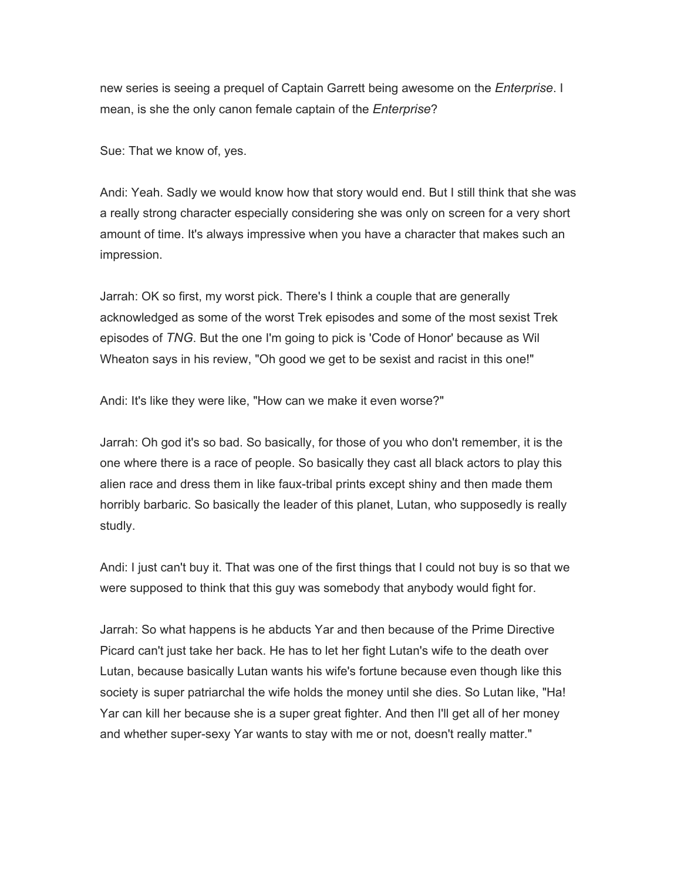new series is seeing a prequel of Captain Garrett being awesome on the *Enterprise*. I mean, is she the only canon female captain of the *Enterprise*?

Sue: That we know of, yes.

Andi: Yeah. Sadly we would know how that story would end. But I still think that she was a really strong character especially considering she was only on screen for a very short amount of time. It's always impressive when you have a character that makes such an impression.

Jarrah: OK so first, my worst pick. There's I think a couple that are generally acknowledged as some of the worst Trek episodes and some of the most sexist Trek episodes of *TNG*. But the one I'm going to pick is 'Code of Honor' because as Wil Wheaton says in his review, "Oh good we get to be sexist and racist in this one!"

Andi: It's like they were like, "How can we make it even worse?"

Jarrah: Oh god it's so bad. So basically, for those of you who don't remember, it is the one where there is a race of people. So basically they cast all black actors to play this alien race and dress them in like faux-tribal prints except shiny and then made them horribly barbaric. So basically the leader of this planet, Lutan, who supposedly is really studly.

Andi: I just can't buy it. That was one of the first things that I could not buy is so that we were supposed to think that this guy was somebody that anybody would fight for.

Jarrah: So what happens is he abducts Yar and then because of the Prime Directive Picard can't just take her back. He has to let her fight Lutan's wife to the death over Lutan, because basically Lutan wants his wife's fortune because even though like this society is super patriarchal the wife holds the money until she dies. So Lutan like, "Ha! Yar can kill her because she is a super great fighter. And then I'll get all of her money and whether super-sexy Yar wants to stay with me or not, doesn't really matter."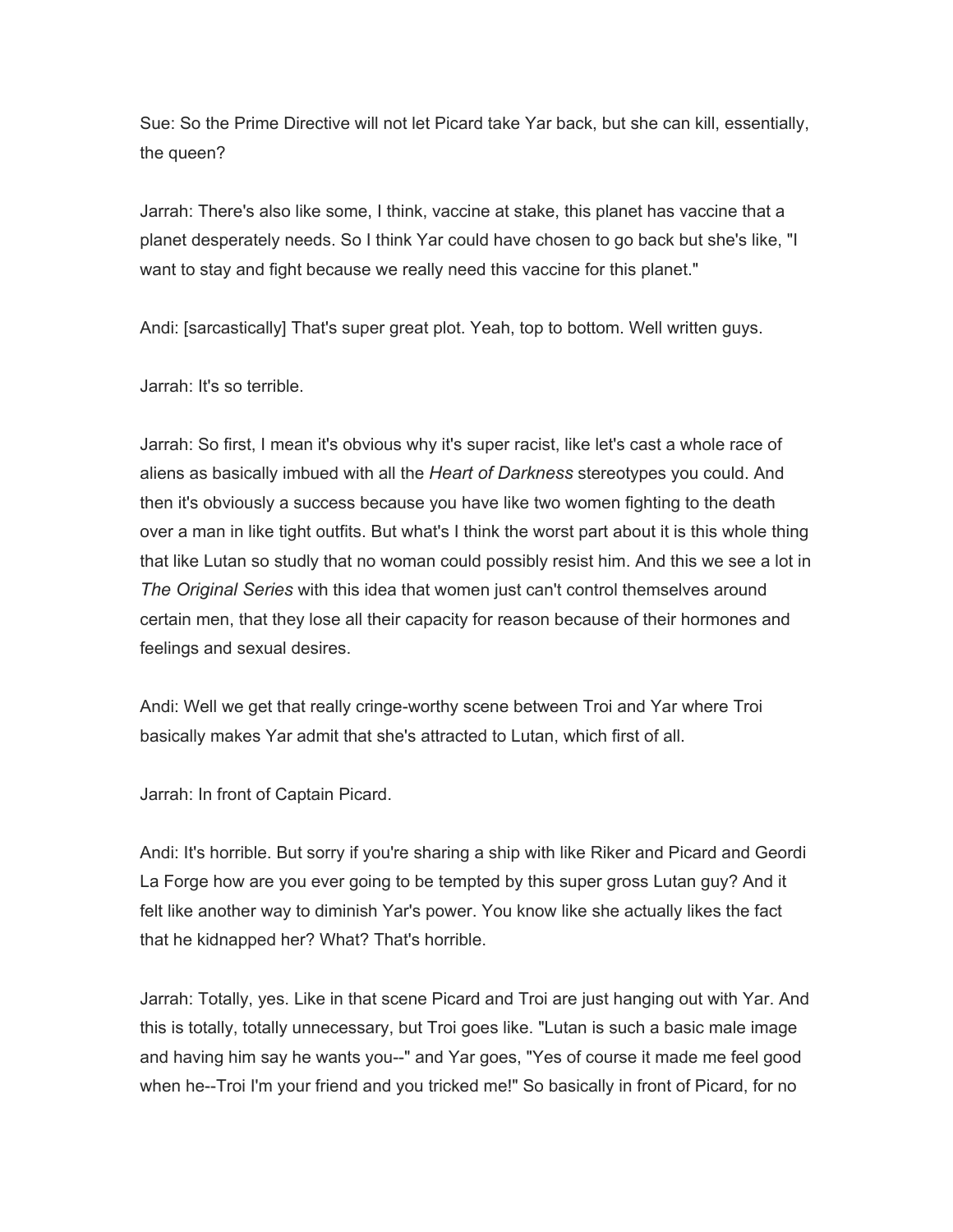Sue: So the Prime Directive will not let Picard take Yar back, but she can kill, essentially, the queen?

Jarrah: There's also like some, I think, vaccine at stake, this planet has vaccine that a planet desperately needs. So I think Yar could have chosen to go back but she's like, "I want to stay and fight because we really need this vaccine for this planet."

Andi: [sarcastically] That's super great plot. Yeah, top to bottom. Well written guys.

Jarrah: It's so terrible.

Jarrah: So first, I mean it's obvious why it's super racist, like let's cast a whole race of aliens as basically imbued with all the *Heart of Darkness* stereotypes you could. And then it's obviously a success because you have like two women fighting to the death over a man in like tight outfits. But what's I think the worst part about it is this whole thing that like Lutan so studly that no woman could possibly resist him. And this we see a lot in *The Original Series* with this idea that women just can't control themselves around certain men, that they lose all their capacity for reason because of their hormones and feelings and sexual desires.

Andi: Well we get that really cringe-worthy scene between Troi and Yar where Troi basically makes Yar admit that she's attracted to Lutan, which first of all.

Jarrah: In front of Captain Picard.

Andi: It's horrible. But sorry if you're sharing a ship with like Riker and Picard and Geordi La Forge how are you ever going to be tempted by this super gross Lutan guy? And it felt like another way to diminish Yar's power. You know like she actually likes the fact that he kidnapped her? What? That's horrible.

Jarrah: Totally, yes. Like in that scene Picard and Troi are just hanging out with Yar. And this is totally, totally unnecessary, but Troi goes like. "Lutan is such a basic male image and having him say he wants you--" and Yar goes, "Yes of course it made me feel good when he--Troi I'm your friend and you tricked me!" So basically in front of Picard, for no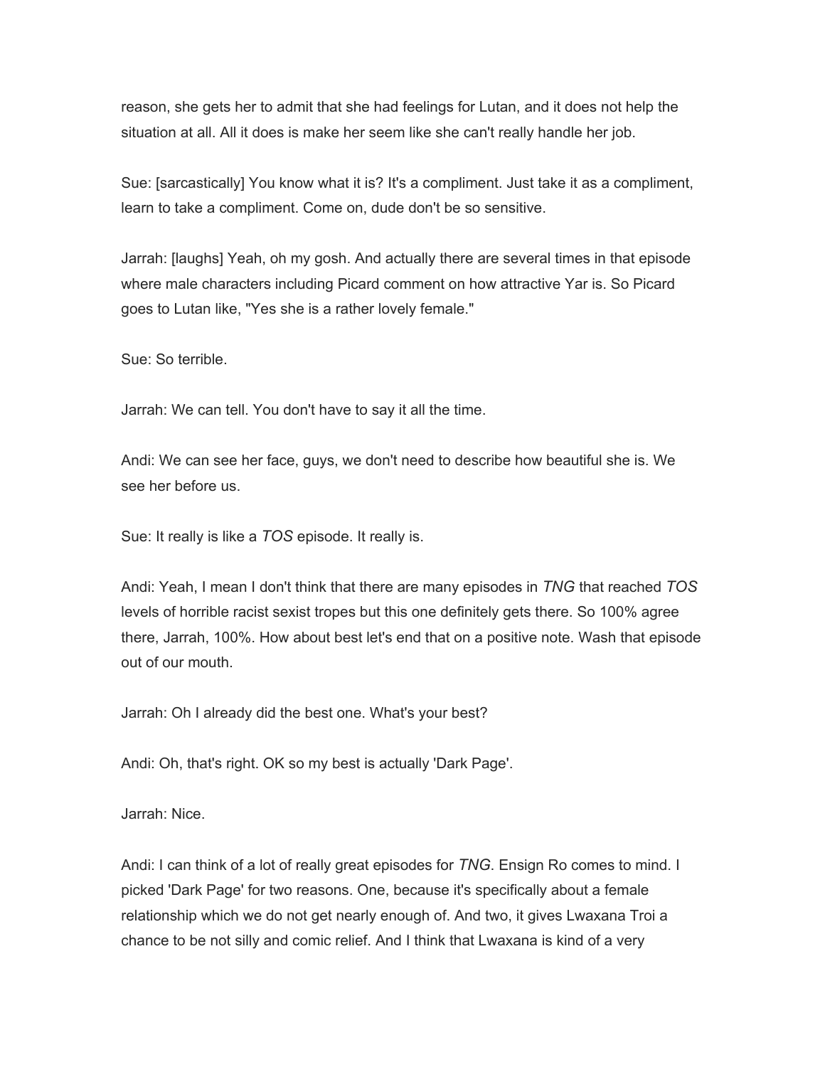reason, she gets her to admit that she had feelings for Lutan, and it does not help the situation at all. All it does is make her seem like she can't really handle her job.

Sue: [sarcastically] You know what it is? It's a compliment. Just take it as a compliment, learn to take a compliment. Come on, dude don't be so sensitive.

Jarrah: [laughs] Yeah, oh my gosh. And actually there are several times in that episode where male characters including Picard comment on how attractive Yar is. So Picard goes to Lutan like, "Yes she is a rather lovely female."

Sue: So terrible.

Jarrah: We can tell. You don't have to say it all the time.

Andi: We can see her face, guys, we don't need to describe how beautiful she is. We see her before us.

Sue: It really is like a *TOS* episode. It really is.

Andi: Yeah, I mean I don't think that there are many episodes in *TNG* that reached *TOS* levels of horrible racist sexist tropes but this one definitely gets there. So 100% agree there, Jarrah, 100%. How about best let's end that on a positive note. Wash that episode out of our mouth.

Jarrah: Oh I already did the best one. What's your best?

Andi: Oh, that's right. OK so my best is actually 'Dark Page'.

Jarrah: Nice.

Andi: I can think of a lot of really great episodes for *TNG*. Ensign Ro comes to mind. I picked 'Dark Page' for two reasons. One, because it's specifically about a female relationship which we do not get nearly enough of. And two, it gives Lwaxana Troi a chance to be not silly and comic relief. And I think that Lwaxana is kind of a very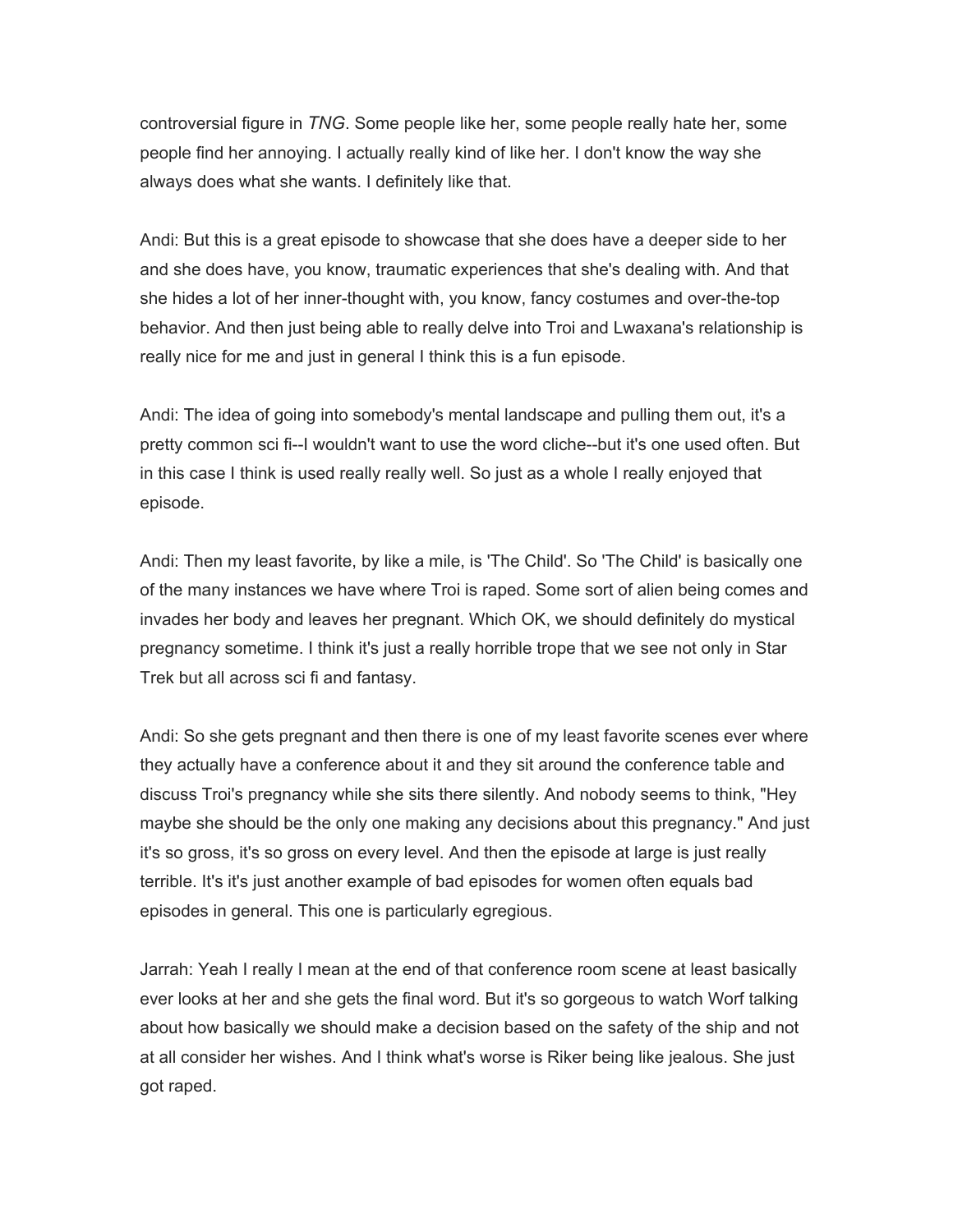controversial figure in *TNG*. Some people like her, some people really hate her, some people find her annoying. I actually really kind of like her. I don't know the way she always does what she wants. I definitely like that.

Andi: But this is a great episode to showcase that she does have a deeper side to her and she does have, you know, traumatic experiences that she's dealing with. And that she hides a lot of her inner-thought with, you know, fancy costumes and over-the-top behavior. And then just being able to really delve into Troi and Lwaxana's relationship is really nice for me and just in general I think this is a fun episode.

Andi: The idea of going into somebody's mental landscape and pulling them out, it's a pretty common sci fi--I wouldn't want to use the word cliche--but it's one used often. But in this case I think is used really really well. So just as a whole I really enjoyed that episode.

Andi: Then my least favorite, by like a mile, is 'The Child'. So 'The Child' is basically one of the many instances we have where Troi is raped. Some sort of alien being comes and invades her body and leaves her pregnant. Which OK, we should definitely do mystical pregnancy sometime. I think it's just a really horrible trope that we see not only in Star Trek but all across sci fi and fantasy.

Andi: So she gets pregnant and then there is one of my least favorite scenes ever where they actually have a conference about it and they sit around the conference table and discuss Troi's pregnancy while she sits there silently. And nobody seems to think, "Hey maybe she should be the only one making any decisions about this pregnancy." And just it's so gross, it's so gross on every level. And then the episode at large is just really terrible. It's it's just another example of bad episodes for women often equals bad episodes in general. This one is particularly egregious.

Jarrah: Yeah I really I mean at the end of that conference room scene at least basically ever looks at her and she gets the final word. But it's so gorgeous to watch Worf talking about how basically we should make a decision based on the safety of the ship and not at all consider her wishes. And I think what's worse is Riker being like jealous. She just got raped.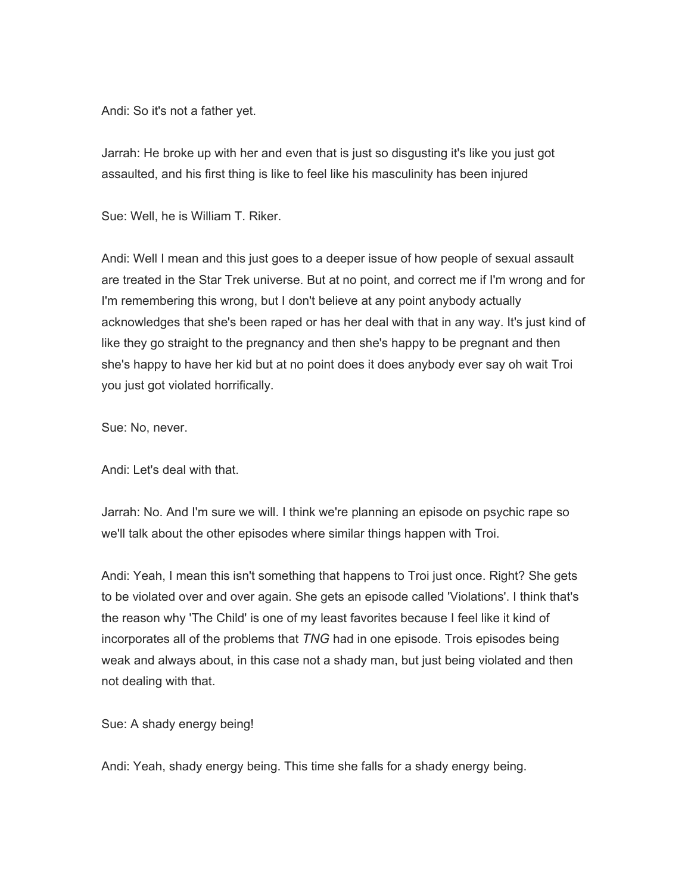Andi: So it's not a father yet.

Jarrah: He broke up with her and even that is just so disgusting it's like you just got assaulted, and his first thing is like to feel like his masculinity has been injured

Sue: Well, he is William T. Riker.

Andi: Well I mean and this just goes to a deeper issue of how people of sexual assault are treated in the Star Trek universe. But at no point, and correct me if I'm wrong and for I'm remembering this wrong, but I don't believe at any point anybody actually acknowledges that she's been raped or has her deal with that in any way. It's just kind of like they go straight to the pregnancy and then she's happy to be pregnant and then she's happy to have her kid but at no point does it does anybody ever say oh wait Troi you just got violated horrifically.

Sue: No, never.

Andi: Let's deal with that.

Jarrah: No. And I'm sure we will. I think we're planning an episode on psychic rape so we'll talk about the other episodes where similar things happen with Troi.

Andi: Yeah, I mean this isn't something that happens to Troi just once. Right? She gets to be violated over and over again. She gets an episode called 'Violations'. I think that's the reason why 'The Child' is one of my least favorites because I feel like it kind of incorporates all of the problems that *TNG* had in one episode. Trois episodes being weak and always about, in this case not a shady man, but just being violated and then not dealing with that.

Sue: A shady energy being!

Andi: Yeah, shady energy being. This time she falls for a shady energy being.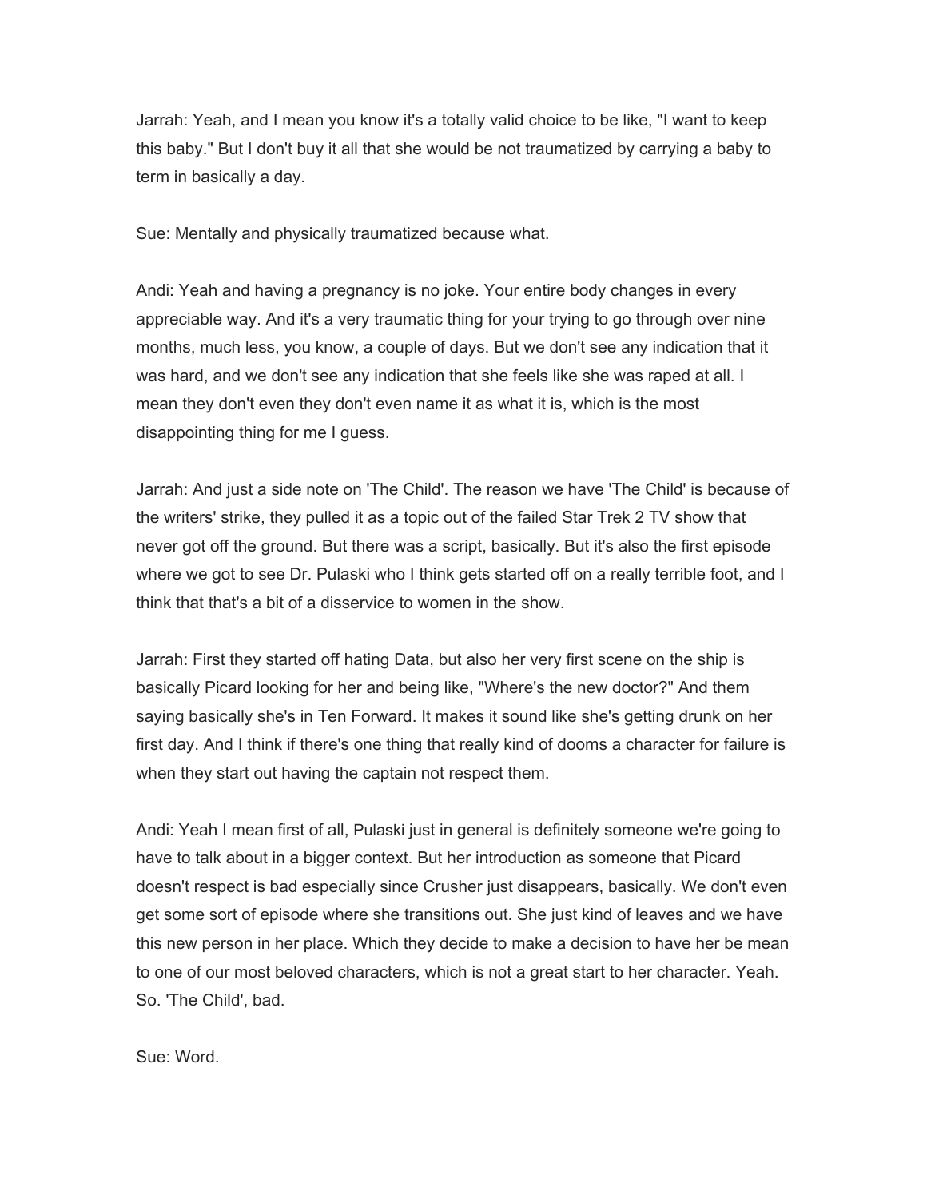Jarrah: Yeah, and I mean you know it's a totally valid choice to be like, "I want to keep this baby." But I don't buy it all that she would be not traumatized by carrying a baby to term in basically a day.

Sue: Mentally and physically traumatized because what.

Andi: Yeah and having a pregnancy is no joke. Your entire body changes in every appreciable way. And it's a very traumatic thing for your trying to go through over nine months, much less, you know, a couple of days. But we don't see any indication that it was hard, and we don't see any indication that she feels like she was raped at all. I mean they don't even they don't even name it as what it is, which is the most disappointing thing for me I guess.

Jarrah: And just a side note on 'The Child'. The reason we have 'The Child' is because of the writers' strike, they pulled it as a topic out of the failed Star Trek 2 TV show that never got off the ground. But there was a script, basically. But it's also the first episode where we got to see Dr. Pulaski who I think gets started off on a really terrible foot, and I think that that's a bit of a disservice to women in the show.

Jarrah: First they started off hating Data, but also her very first scene on the ship is basically Picard looking for her and being like, "Where's the new doctor?" And them saying basically she's in Ten Forward. It makes it sound like she's getting drunk on her first day. And I think if there's one thing that really kind of dooms a character for failure is when they start out having the captain not respect them.

Andi: Yeah I mean first of all, Pulaski just in general is definitely someone we're going to have to talk about in a bigger context. But her introduction as someone that Picard doesn't respect is bad especially since Crusher just disappears, basically. We don't even get some sort of episode where she transitions out. She just kind of leaves and we have this new person in her place. Which they decide to make a decision to have her be mean to one of our most beloved characters, which is not a great start to her character. Yeah. So. 'The Child', bad.

Sue: Word.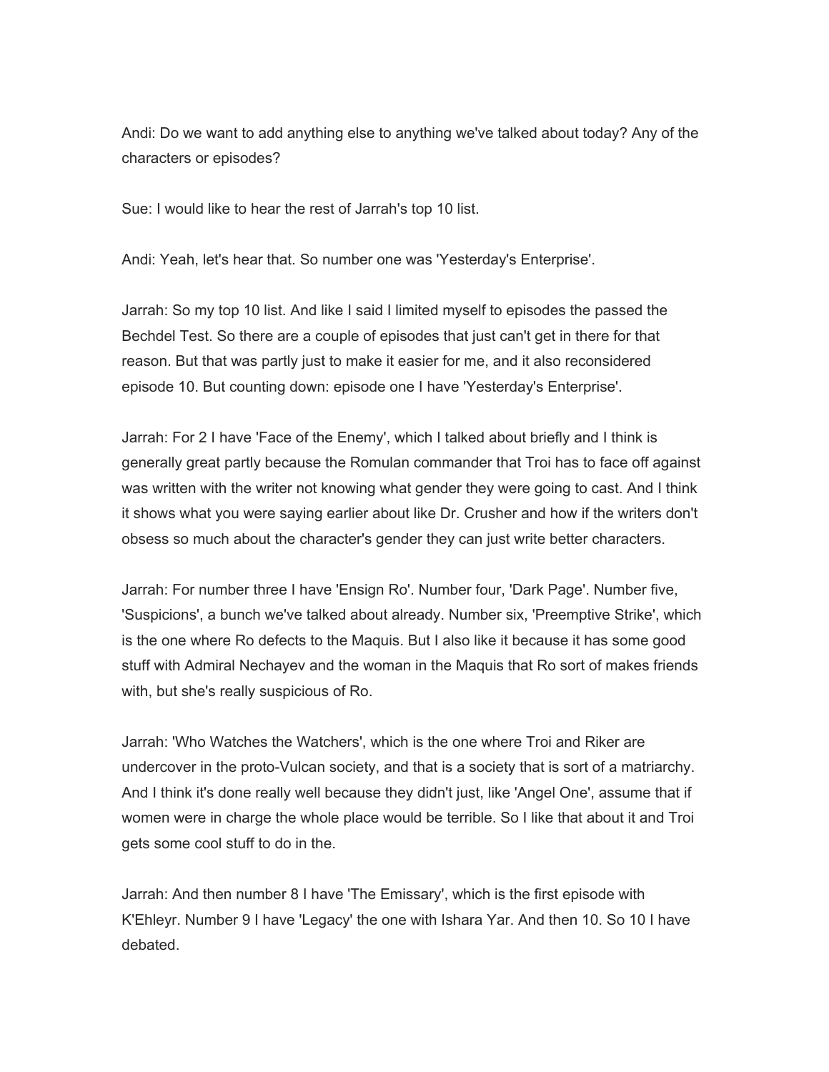Andi: Do we want to add anything else to anything we've talked about today? Any of the characters or episodes?

Sue: I would like to hear the rest of Jarrah's top 10 list.

Andi: Yeah, let's hear that. So number one was 'Yesterday's Enterprise'.

Jarrah: So my top 10 list. And like I said I limited myself to episodes the passed the Bechdel Test. So there are a couple of episodes that just can't get in there for that reason. But that was partly just to make it easier for me, and it also reconsidered episode 10. But counting down: episode one I have 'Yesterday's Enterprise'.

Jarrah: For 2 I have 'Face of the Enemy', which I talked about briefly and I think is generally great partly because the Romulan commander that Troi has to face off against was written with the writer not knowing what gender they were going to cast. And I think it shows what you were saying earlier about like Dr. Crusher and how if the writers don't obsess so much about the character's gender they can just write better characters.

Jarrah: For number three I have 'Ensign Ro'. Number four, 'Dark Page'. Number five, 'Suspicions', a bunch we've talked about already. Number six, 'Preemptive Strike', which is the one where Ro defects to the Maquis. But I also like it because it has some good stuff with Admiral Nechayev and the woman in the Maquis that Ro sort of makes friends with, but she's really suspicious of Ro.

Jarrah: 'Who Watches the Watchers', which is the one where Troi and Riker are undercover in the proto-Vulcan society, and that is a society that is sort of a matriarchy. And I think it's done really well because they didn't just, like 'Angel One', assume that if women were in charge the whole place would be terrible. So I like that about it and Troi gets some cool stuff to do in the.

Jarrah: And then number 8 I have 'The Emissary', which is the first episode with K'Ehleyr. Number 9 I have 'Legacy' the one with Ishara Yar. And then 10. So 10 I have debated.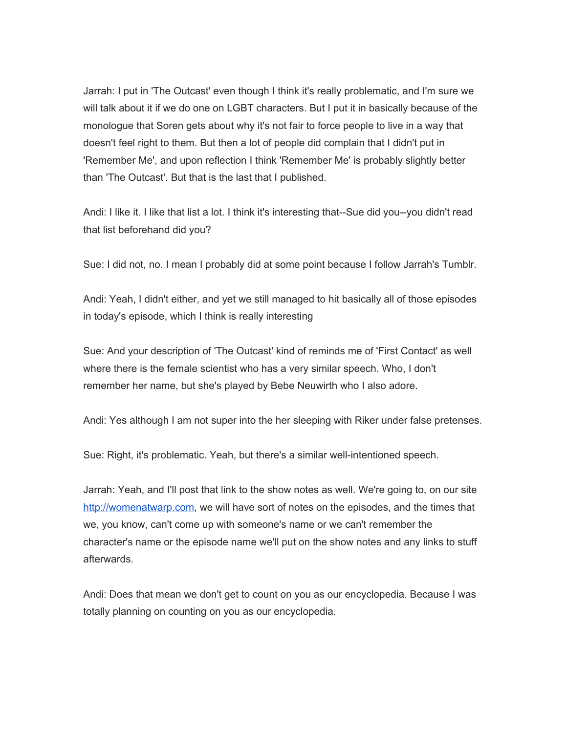Jarrah: I put in 'The Outcast' even though I think it's really problematic, and I'm sure we will talk about it if we do one on LGBT characters. But I put it in basically because of the monologue that Soren gets about why it's not fair to force people to live in a way that doesn't feel right to them. But then a lot of people did complain that I didn't put in 'Remember Me', and upon reflection I think 'Remember Me' is probably slightly better than 'The Outcast'. But that is the last that I published.

Andi: I like it. I like that list a lot. I think it's interesting that--Sue did you--you didn't read that list beforehand did you?

Sue: I did not, no. I mean I probably did at some point because I follow Jarrah's Tumblr.

Andi: Yeah, I didn't either, and yet we still managed to hit basically all of those episodes in today's episode, which I think is really interesting

Sue: And your description of 'The Outcast' kind of reminds me of 'First Contact' as well where there is the female scientist who has a very similar speech. Who, I don't remember her name, but she's played by Bebe Neuwirth who I also adore.

Andi: Yes although I am not super into the her sleeping with Riker under false pretenses.

Sue: Right, it's problematic. Yeah, but there's a similar well-intentioned speech.

Jarrah: Yeah, and I'll post that link to the show notes as well. We're going to, on our site http://womenatwarp.com, we will have sort of notes on the episodes, and the times that we, you know, can't come up with someone's name or we can't remember the character's name or the episode name we'll put on the show notes and any links to stuff afterwards.

Andi: Does that mean we don't get to count on you as our encyclopedia. Because I was totally planning on counting on you as our encyclopedia.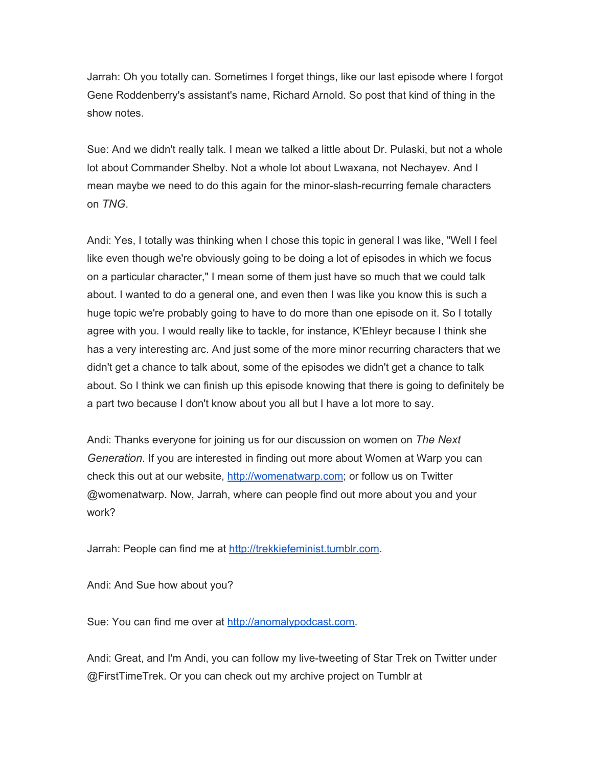Jarrah: Oh you totally can. Sometimes I forget things, like our last episode where I forgot Gene Roddenberry's assistant's name, Richard Arnold. So post that kind of thing in the show notes.

Sue: And we didn't really talk. I mean we talked a little about Dr. Pulaski, but not a whole lot about Commander Shelby. Not a whole lot about Lwaxana, not Nechayev. And I mean maybe we need to do this again for the minor-slash-recurring female characters on *TNG*.

Andi: Yes, I totally was thinking when I chose this topic in general I was like, "Well I feel like even though we're obviously going to be doing a lot of episodes in which we focus on a particular character," I mean some of them just have so much that we could talk about. I wanted to do a general one, and even then I was like you know this is such a huge topic we're probably going to have to do more than one episode on it. So I totally agree with you. I would really like to tackle, for instance, K'Ehleyr because I think she has a very interesting arc. And just some of the more minor recurring characters that we didn't get a chance to talk about, some of the episodes we didn't get a chance to talk about. So I think we can finish up this episode knowing that there is going to definitely be a part two because I don't know about you all but I have a lot more to say.

Andi: Thanks everyone for joining us for our discussion on women on *The Next Generation*. If you are interested in finding out more about Women at Warp you can check this out at our website, http://womenatwarp.com; or follow us on Twitter @womenatwarp. Now, Jarrah, where can people find out more about you and your work?

Jarrah: People can find me at http://trekkiefeminist.tumblr.com.

Andi: And Sue how about you?

Sue: You can find me over at http://anomalypodcast.com.

Andi: Great, and I'm Andi, you can follow my live-tweeting of Star Trek on Twitter under @FirstTimeTrek. Or you can check out my archive project on Tumblr at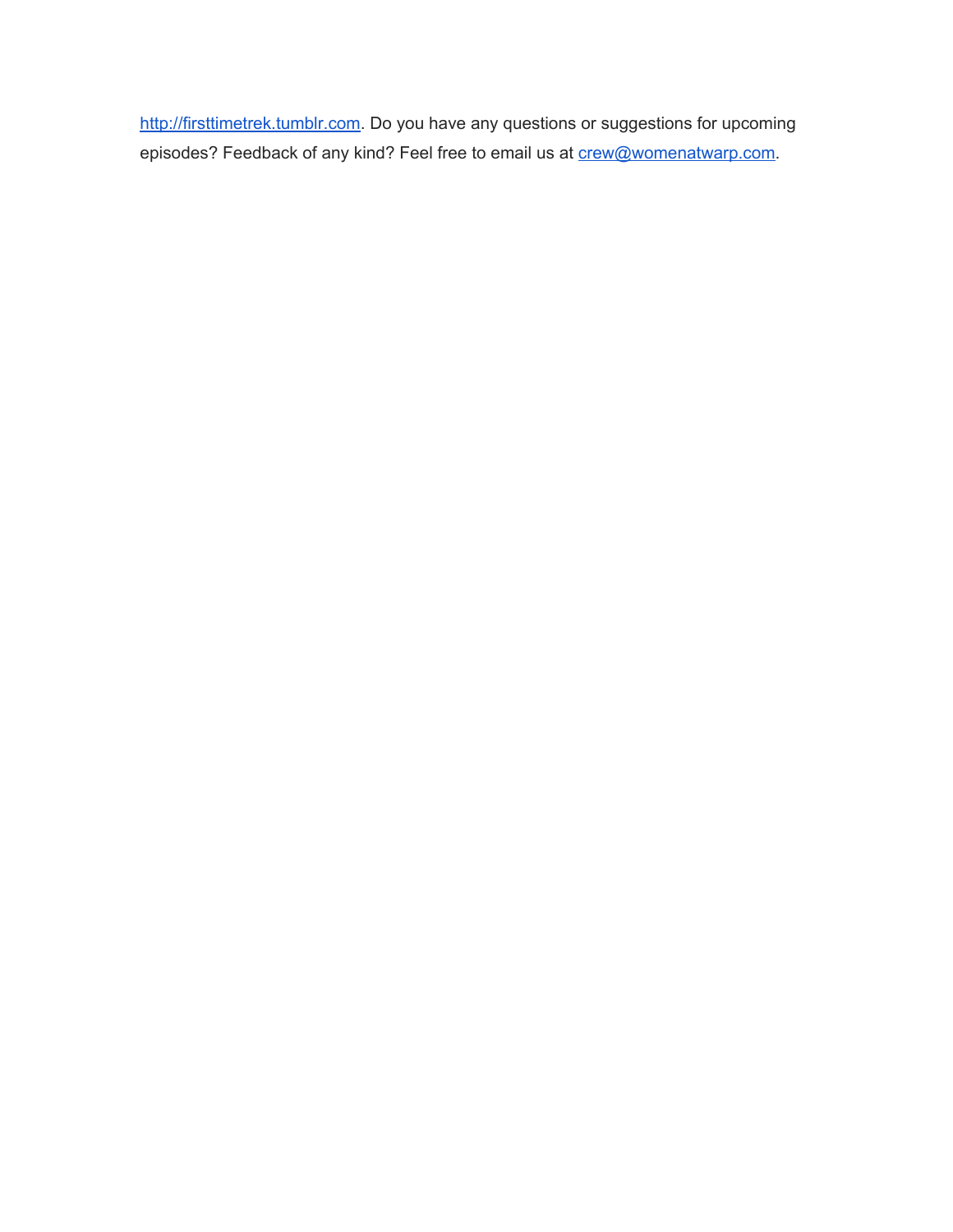http://firsttimetrek.tumblr.com. Do you have any questions or suggestions for upcoming episodes? Feedback of any kind? Feel free to email us at crew@womenatwarp.com.